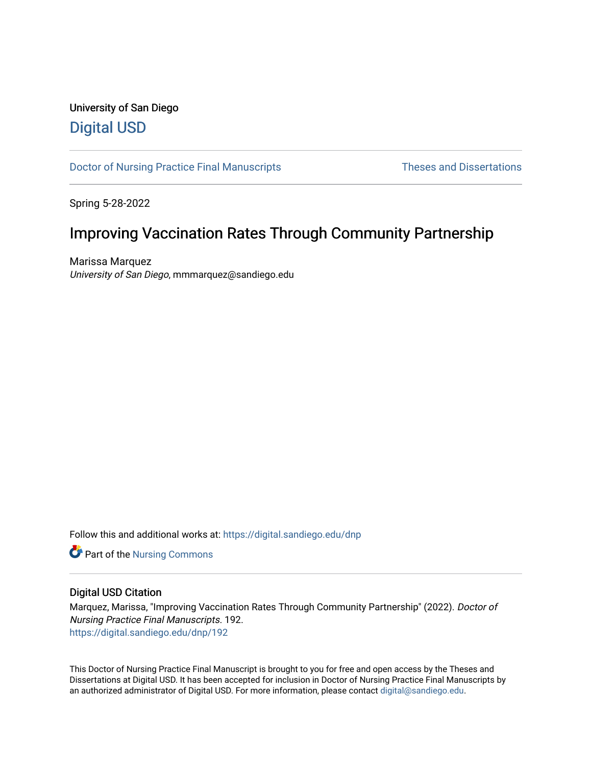University of San Diego

Digital USD

Doctor of Nursing Practice Final Manuscripts | Theses and Dissertations

Spring 5-28-2022

# Improving Vaccination Rates Through Community Partnership

Marissa Marquez
*University of San Diego*, mmmarquez@sandiego.edu

Follow this and additional works at: https://digital.sandiego.edu/dnp

Part of the Nursing Commons

## Digital USD Citation

Marquez, Marissa, "Improving Vaccination Rates Through Community Partnership" (2022). *Doctor of Nursing Practice Final Manuscripts*. 192.
https://digital.sandiego.edu/dnp/192

This Doctor of Nursing Practice Final Manuscript is brought to you for free and open access by the Theses and Dissertations at Digital USD. It has been accepted for inclusion in Doctor of Nursing Practice Final Manuscripts by an authorized administrator of Digital USD. For more information, please contact digital@sandiego.edu.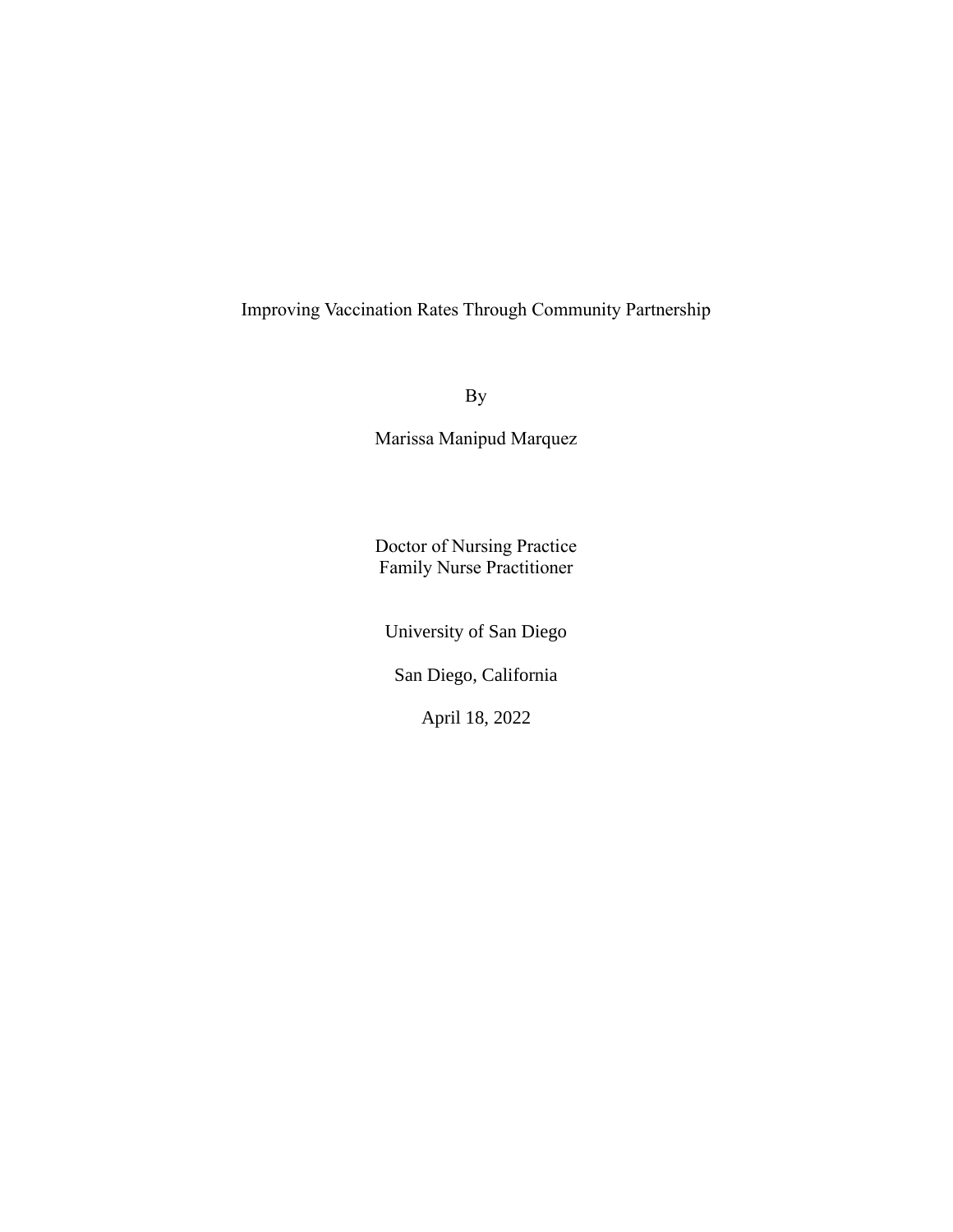# Improving Vaccination Rates Through Community Partnership

By

Marissa Manipud Marquez

Doctor of Nursing Practice
Family Nurse Practitioner

University of San Diego

San Diego, California

April 18, 2022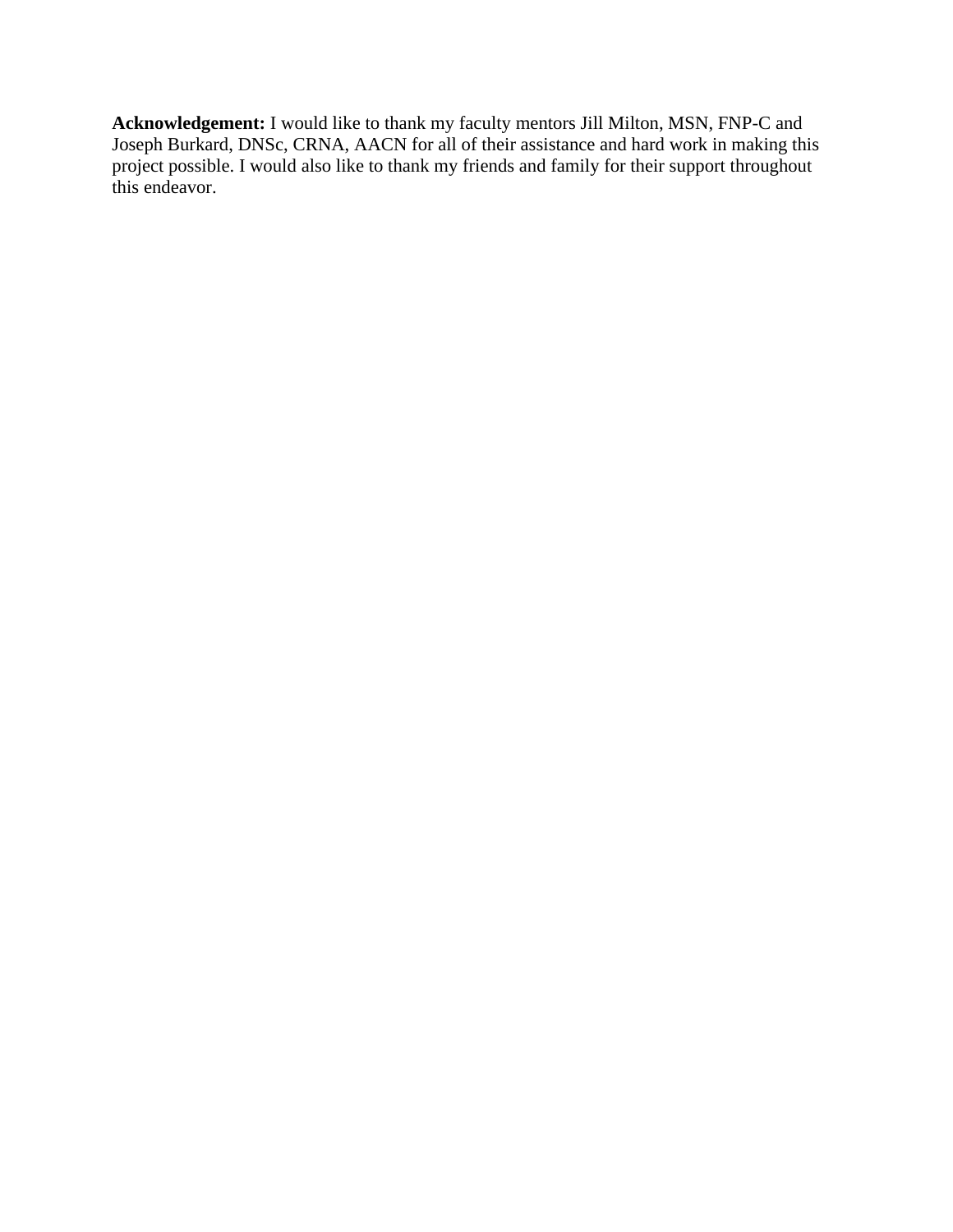**Acknowledgement:** I would like to thank my faculty mentors Jill Milton, MSN, FNP-C and Joseph Burkard, DNSc, CRNA, AACN for all of their assistance and hard work in making this project possible. I would also like to thank my friends and family for their support throughout this endeavor.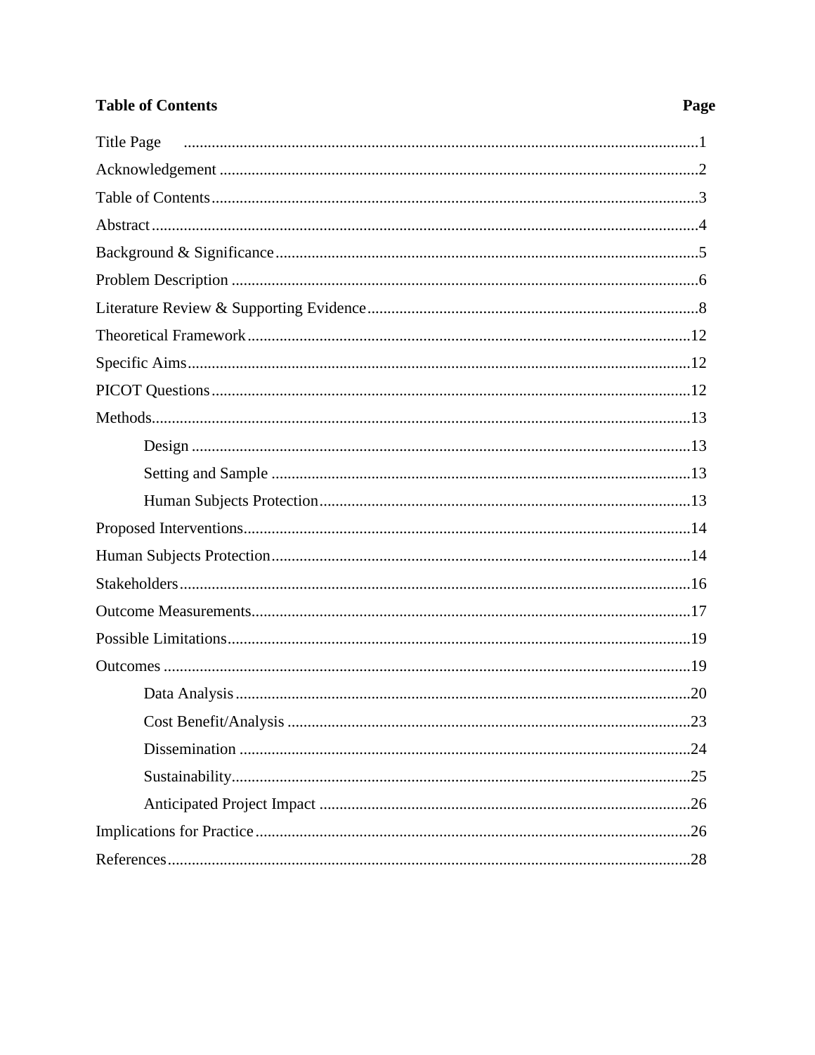| **Table of Contents** | **Page** |
| --- | --- |
| Title Page | 1 |
| Acknowledgement | 2 |
| Table of Contents | 3 |
| Abstract | 4 |
| Background & Significance | 5 |
| Problem Description | 6 |
| Literature Review & Supporting Evidence | 8 |
| Theoretical Framework | 12 |
| Specific Aims | 12 |
| PICOT Questions | 12 |
| Methods | 13 |
| Design | 13 |
| Setting and Sample | 13 |
| Human Subjects Protection | 13 |
| Proposed Interventions | 14 |
| Human Subjects Protection | 14 |
| Stakeholders | 16 |
| Outcome Measurements | 17 |
| Possible Limitations | 19 |
| Outcomes | 19 |
| Data Analysis | 20 |
| Cost Benefit/Analysis | 23 |
| Dissemination | 24 |
| Sustainability | 25 |
| Anticipated Project Impact | 26 |
| Implications for Practice | 26 |
| References | 28 |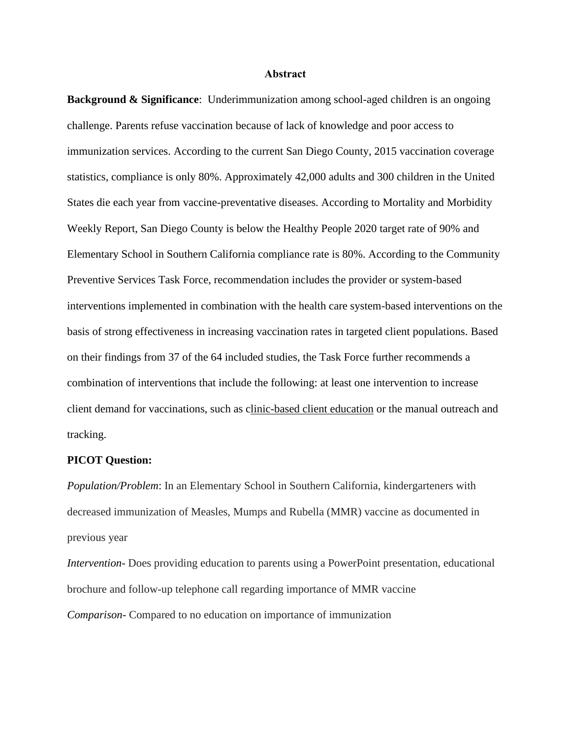## Abstract

**Background & Significance**: Underimmunization among school-aged children is an ongoing challenge. Parents refuse vaccination because of lack of knowledge and poor access to immunization services. According to the current San Diego County, 2015 vaccination coverage statistics, compliance is only 80%. Approximately 42,000 adults and 300 children in the United States die each year from vaccine-preventative diseases. According to Mortality and Morbidity Weekly Report, San Diego County is below the Healthy People 2020 target rate of 90% and Elementary School in Southern California compliance rate is 80%. According to the Community Preventive Services Task Force, recommendation includes the provider or system-based interventions implemented in combination with the health care system-based interventions on the basis of strong effectiveness in increasing vaccination rates in targeted client populations. Based on their findings from 37 of the 64 included studies, the Task Force further recommends a combination of interventions that include the following: at least one intervention to increase client demand for vaccinations, such as clinic-based client education or the manual outreach and tracking.

**PICOT Question:**

*Population/Problem*: In an Elementary School in Southern California, kindergarteners with decreased immunization of Measles, Mumps and Rubella (MMR) vaccine as documented in previous year

*Intervention*- Does providing education to parents using a PowerPoint presentation, educational brochure and follow-up telephone call regarding importance of MMR vaccine

*Comparison*- Compared to no education on importance of immunization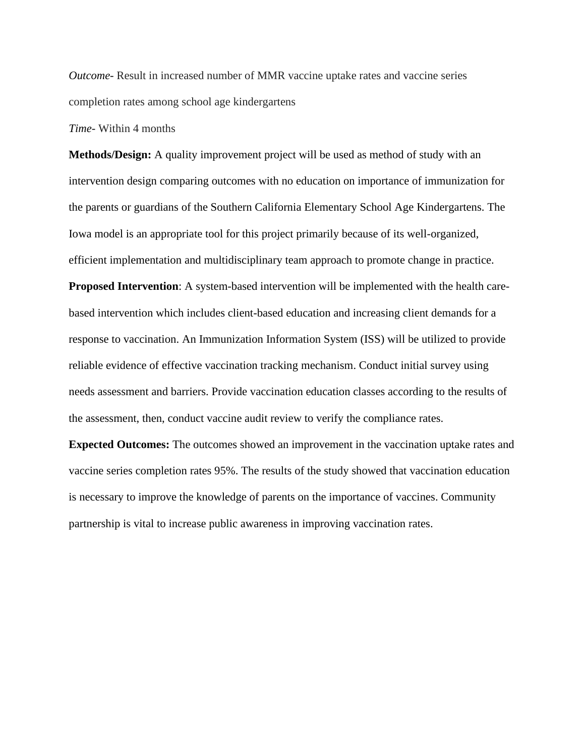*Outcome*- Result in increased number of MMR vaccine uptake rates and vaccine series completion rates among school age kindergartens

*Time*- Within 4 months

**Methods/Design:** A quality improvement project will be used as method of study with an intervention design comparing outcomes with no education on importance of immunization for the parents or guardians of the Southern California Elementary School Age Kindergartens. The Iowa model is an appropriate tool for this project primarily because of its well-organized, efficient implementation and multidisciplinary team approach to promote change in practice.

**Proposed Intervention**: A system-based intervention will be implemented with the health care-based intervention which includes client-based education and increasing client demands for a response to vaccination. An Immunization Information System (ISS) will be utilized to provide reliable evidence of effective vaccination tracking mechanism. Conduct initial survey using needs assessment and barriers. Provide vaccination education classes according to the results of the assessment, then, conduct vaccine audit review to verify the compliance rates.

**Expected Outcomes:** The outcomes showed an improvement in the vaccination uptake rates and vaccine series completion rates 95%. The results of the study showed that vaccination education is necessary to improve the knowledge of parents on the importance of vaccines. Community partnership is vital to increase public awareness in improving vaccination rates.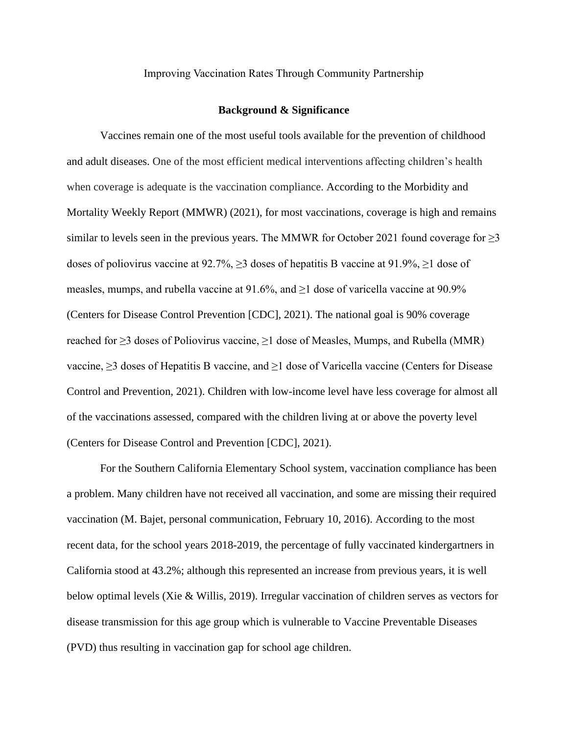Improving Vaccination Rates Through Community Partnership

## Background & Significance

Vaccines remain one of the most useful tools available for the prevention of childhood and adult diseases. One of the most efficient medical interventions affecting children's health when coverage is adequate is the vaccination compliance. According to the Morbidity and Mortality Weekly Report (MMWR) (2021), for most vaccinations, coverage is high and remains similar to levels seen in the previous years. The MMWR for October 2021 found coverage for ≥3 doses of poliovirus vaccine at 92.7%, ≥3 doses of hepatitis B vaccine at 91.9%, ≥1 dose of measles, mumps, and rubella vaccine at 91.6%, and ≥1 dose of varicella vaccine at 90.9% (Centers for Disease Control Prevention [CDC], 2021). The national goal is 90% coverage reached for ≥3 doses of Poliovirus vaccine, ≥1 dose of Measles, Mumps, and Rubella (MMR) vaccine, ≥3 doses of Hepatitis B vaccine, and ≥1 dose of Varicella vaccine (Centers for Disease Control and Prevention, 2021). Children with low-income level have less coverage for almost all of the vaccinations assessed, compared with the children living at or above the poverty level (Centers for Disease Control and Prevention [CDC], 2021).

For the Southern California Elementary School system, vaccination compliance has been a problem. Many children have not received all vaccination, and some are missing their required vaccination (M. Bajet, personal communication, February 10, 2016). According to the most recent data, for the school years 2018-2019, the percentage of fully vaccinated kindergartners in California stood at 43.2%; although this represented an increase from previous years, it is well below optimal levels (Xie & Willis, 2019). Irregular vaccination of children serves as vectors for disease transmission for this age group which is vulnerable to Vaccine Preventable Diseases (PVD) thus resulting in vaccination gap for school age children.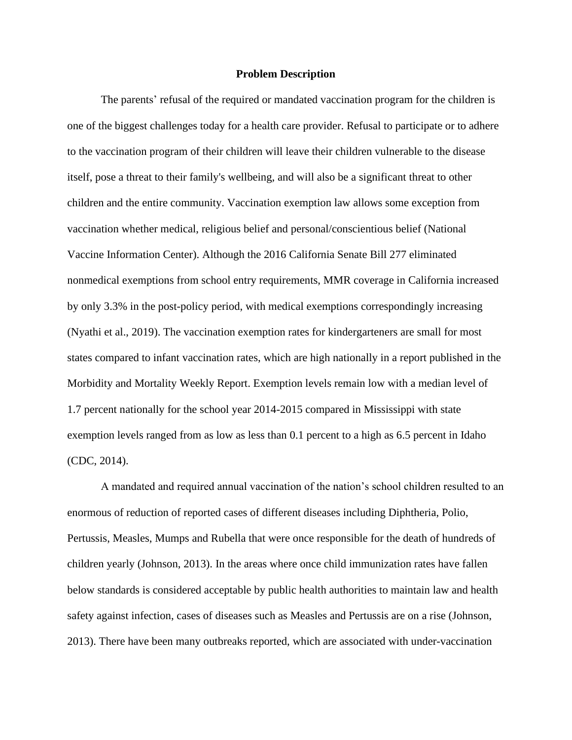## Problem Description

The parents' refusal of the required or mandated vaccination program for the children is one of the biggest challenges today for a health care provider. Refusal to participate or to adhere to the vaccination program of their children will leave their children vulnerable to the disease itself, pose a threat to their family's wellbeing, and will also be a significant threat to other children and the entire community. Vaccination exemption law allows some exception from vaccination whether medical, religious belief and personal/conscientious belief (National Vaccine Information Center). Although the 2016 California Senate Bill 277 eliminated nonmedical exemptions from school entry requirements, MMR coverage in California increased by only 3.3% in the post-policy period, with medical exemptions correspondingly increasing (Nyathi et al., 2019). The vaccination exemption rates for kindergarteners are small for most states compared to infant vaccination rates, which are high nationally in a report published in the Morbidity and Mortality Weekly Report. Exemption levels remain low with a median level of 1.7 percent nationally for the school year 2014-2015 compared in Mississippi with state exemption levels ranged from as low as less than 0.1 percent to a high as 6.5 percent in Idaho (CDC, 2014).

A mandated and required annual vaccination of the nation's school children resulted to an enormous of reduction of reported cases of different diseases including Diphtheria, Polio, Pertussis, Measles, Mumps and Rubella that were once responsible for the death of hundreds of children yearly (Johnson, 2013). In the areas where once child immunization rates have fallen below standards is considered acceptable by public health authorities to maintain law and health safety against infection, cases of diseases such as Measles and Pertussis are on a rise (Johnson, 2013). There have been many outbreaks reported, which are associated with under-vaccination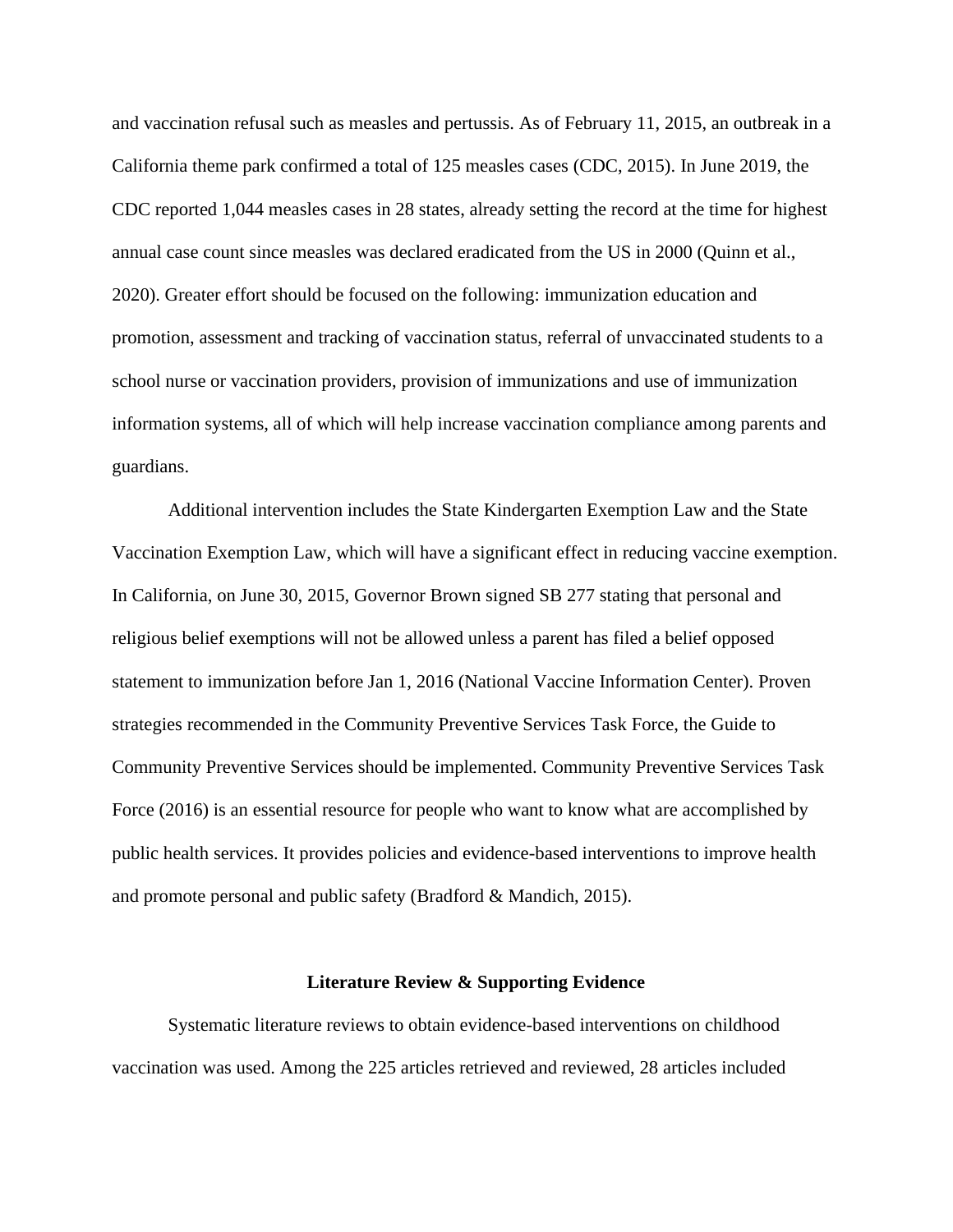and vaccination refusal such as measles and pertussis. As of February 11, 2015, an outbreak in a California theme park confirmed a total of 125 measles cases (CDC, 2015). In June 2019, the CDC reported 1,044 measles cases in 28 states, already setting the record at the time for highest annual case count since measles was declared eradicated from the US in 2000 (Quinn et al., 2020). Greater effort should be focused on the following: immunization education and promotion, assessment and tracking of vaccination status, referral of unvaccinated students to a school nurse or vaccination providers, provision of immunizations and use of immunization information systems, all of which will help increase vaccination compliance among parents and guardians.

Additional intervention includes the State Kindergarten Exemption Law and the State Vaccination Exemption Law, which will have a significant effect in reducing vaccine exemption. In California, on June 30, 2015, Governor Brown signed SB 277 stating that personal and religious belief exemptions will not be allowed unless a parent has filed a belief opposed statement to immunization before Jan 1, 2016 (National Vaccine Information Center). Proven strategies recommended in the Community Preventive Services Task Force, the Guide to Community Preventive Services should be implemented. Community Preventive Services Task Force (2016) is an essential resource for people who want to know what are accomplished by public health services. It provides policies and evidence-based interventions to improve health and promote personal and public safety (Bradford & Mandich, 2015).

## Literature Review & Supporting Evidence

Systematic literature reviews to obtain evidence-based interventions on childhood vaccination was used. Among the 225 articles retrieved and reviewed, 28 articles included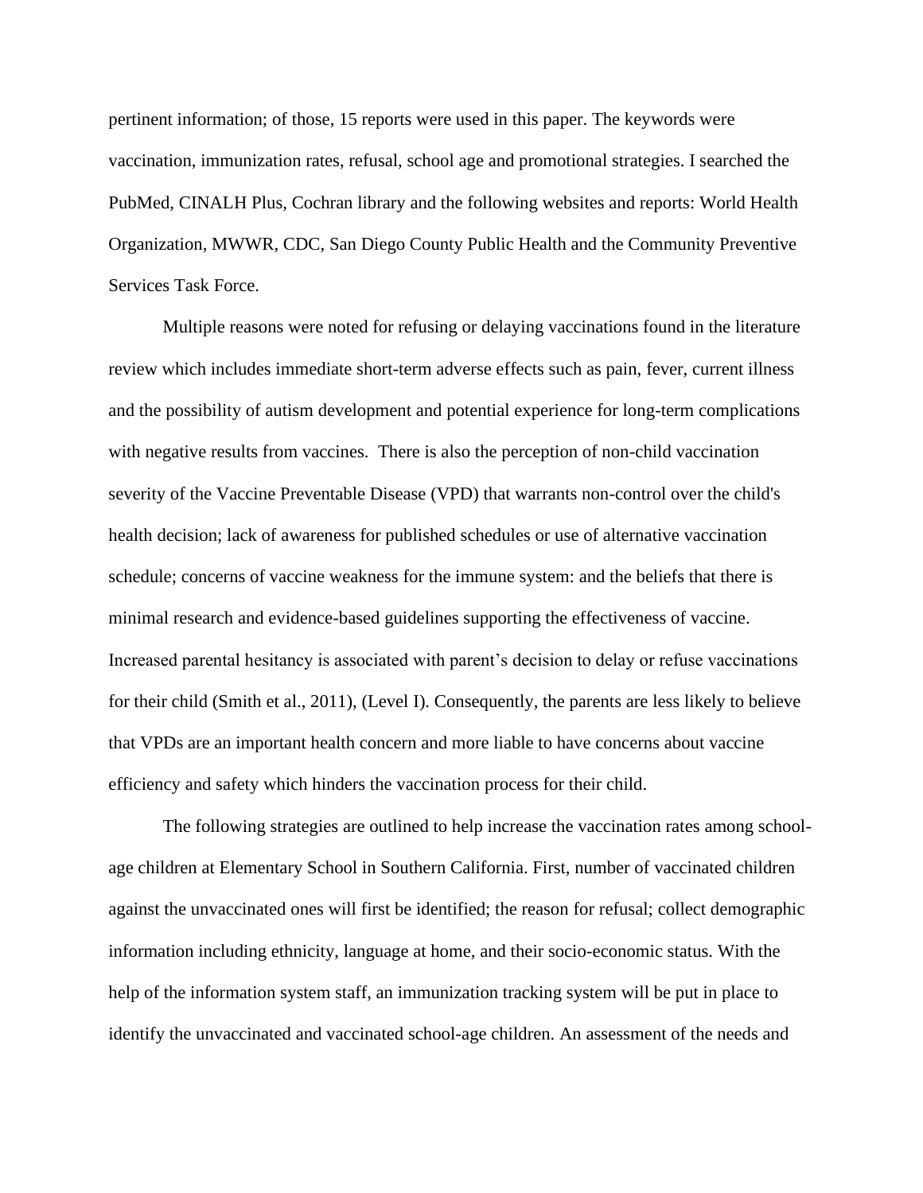pertinent information; of those, 15 reports were used in this paper. The keywords were vaccination, immunization rates, refusal, school age and promotional strategies. I searched the PubMed, CINALH Plus, Cochran library and the following websites and reports: World Health Organization, MWWR, CDC, San Diego County Public Health and the Community Preventive Services Task Force.

Multiple reasons were noted for refusing or delaying vaccinations found in the literature review which includes immediate short-term adverse effects such as pain, fever, current illness and the possibility of autism development and potential experience for long-term complications with negative results from vaccines. There is also the perception of non-child vaccination severity of the Vaccine Preventable Disease (VPD) that warrants non-control over the child's health decision; lack of awareness for published schedules or use of alternative vaccination schedule; concerns of vaccine weakness for the immune system: and the beliefs that there is minimal research and evidence-based guidelines supporting the effectiveness of vaccine. Increased parental hesitancy is associated with parent's decision to delay or refuse vaccinations for their child (Smith et al., 2011), (Level I). Consequently, the parents are less likely to believe that VPDs are an important health concern and more liable to have concerns about vaccine efficiency and safety which hinders the vaccination process for their child.

The following strategies are outlined to help increase the vaccination rates among school-age children at Elementary School in Southern California. First, number of vaccinated children against the unvaccinated ones will first be identified; the reason for refusal; collect demographic information including ethnicity, language at home, and their socio-economic status. With the help of the information system staff, an immunization tracking system will be put in place to identify the unvaccinated and vaccinated school-age children. An assessment of the needs and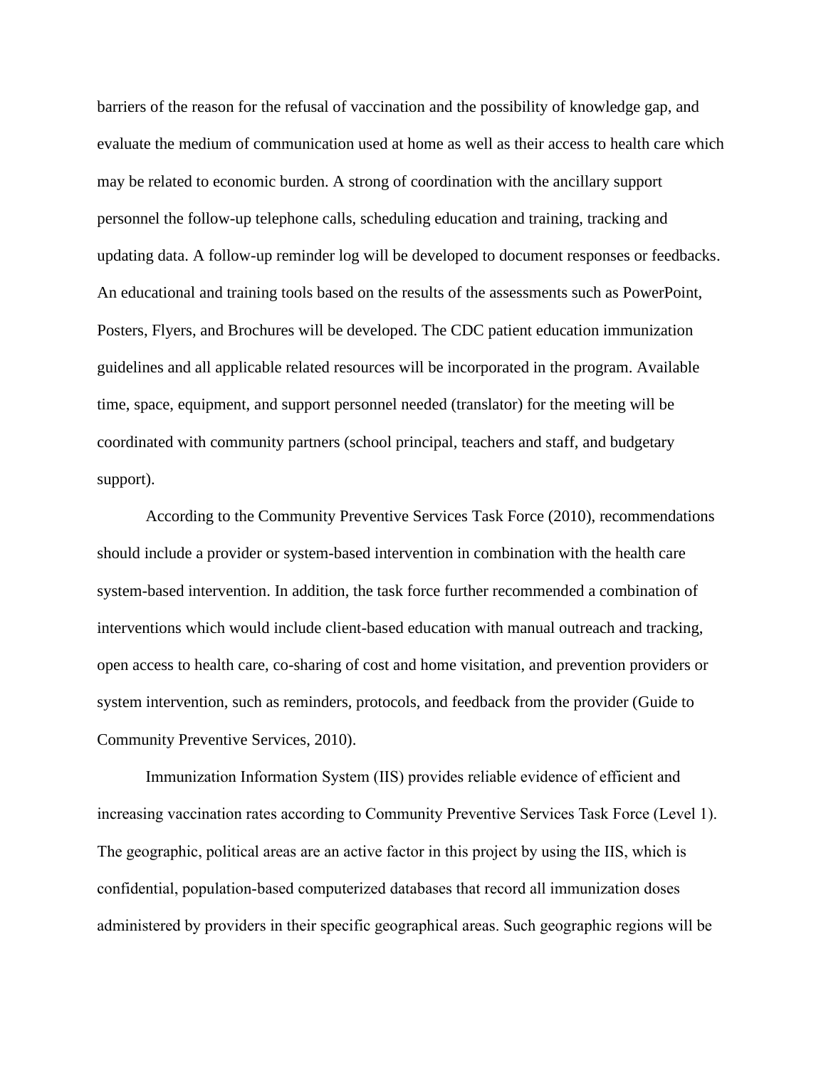barriers of the reason for the refusal of vaccination and the possibility of knowledge gap, and evaluate the medium of communication used at home as well as their access to health care which may be related to economic burden. A strong of coordination with the ancillary support personnel the follow-up telephone calls, scheduling education and training, tracking and updating data. A follow-up reminder log will be developed to document responses or feedbacks. An educational and training tools based on the results of the assessments such as PowerPoint, Posters, Flyers, and Brochures will be developed. The CDC patient education immunization guidelines and all applicable related resources will be incorporated in the program. Available time, space, equipment, and support personnel needed (translator) for the meeting will be coordinated with community partners (school principal, teachers and staff, and budgetary support).

According to the Community Preventive Services Task Force (2010), recommendations should include a provider or system-based intervention in combination with the health care system-based intervention. In addition, the task force further recommended a combination of interventions which would include client-based education with manual outreach and tracking, open access to health care, co-sharing of cost and home visitation, and prevention providers or system intervention, such as reminders, protocols, and feedback from the provider (Guide to Community Preventive Services, 2010).

Immunization Information System (IIS) provides reliable evidence of efficient and increasing vaccination rates according to Community Preventive Services Task Force (Level 1). The geographic, political areas are an active factor in this project by using the IIS, which is confidential, population-based computerized databases that record all immunization doses administered by providers in their specific geographical areas. Such geographic regions will be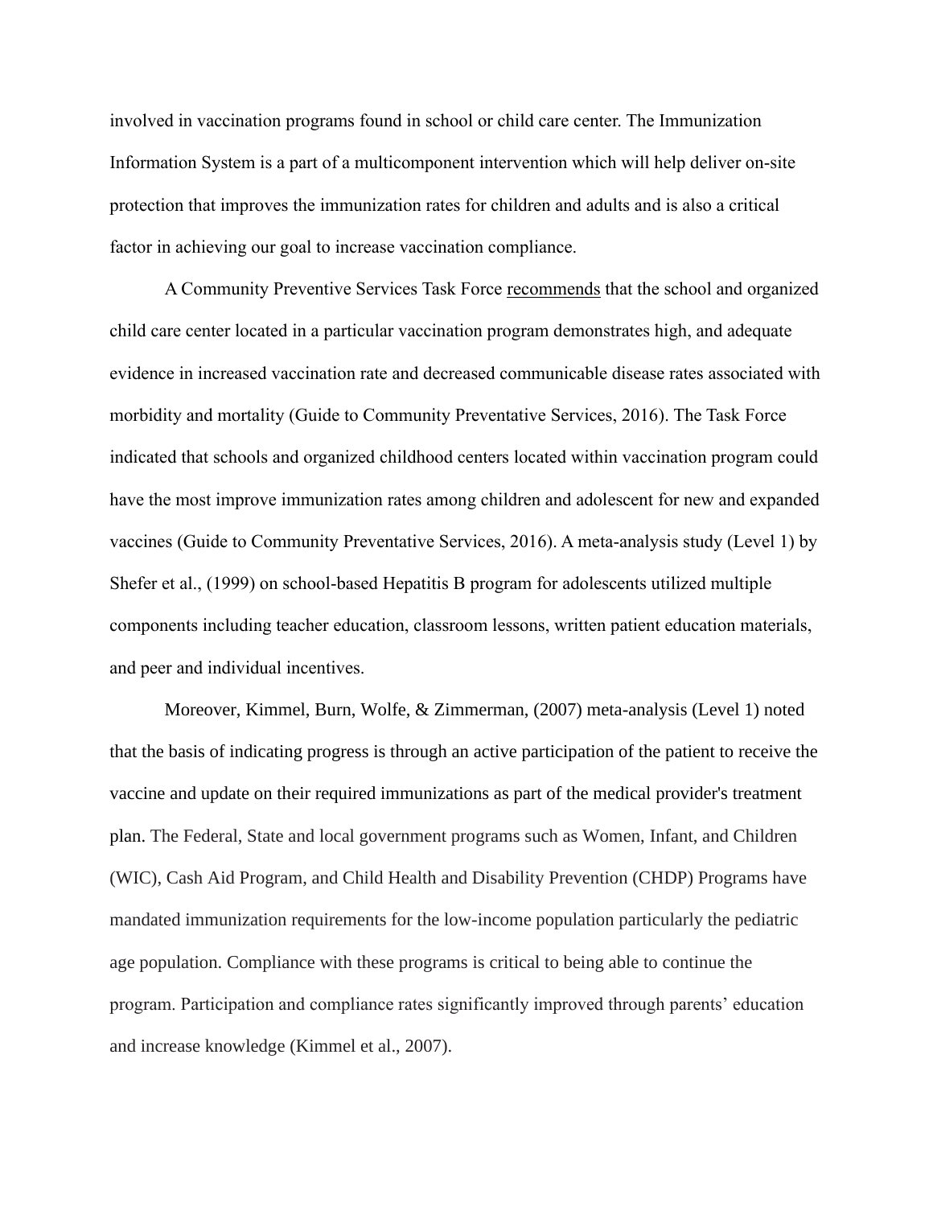involved in vaccination programs found in school or child care center. The Immunization Information System is a part of a multicomponent intervention which will help deliver on-site protection that improves the immunization rates for children and adults and is also a critical factor in achieving our goal to increase vaccination compliance.

A Community Preventive Services Task Force recommends that the school and organized child care center located in a particular vaccination program demonstrates high, and adequate evidence in increased vaccination rate and decreased communicable disease rates associated with morbidity and mortality (Guide to Community Preventative Services, 2016). The Task Force indicated that schools and organized childhood centers located within vaccination program could have the most improve immunization rates among children and adolescent for new and expanded vaccines (Guide to Community Preventative Services, 2016). A meta-analysis study (Level 1) by Shefer et al., (1999) on school-based Hepatitis B program for adolescents utilized multiple components including teacher education, classroom lessons, written patient education materials, and peer and individual incentives.

Moreover, Kimmel, Burn, Wolfe, & Zimmerman, (2007) meta-analysis (Level 1) noted that the basis of indicating progress is through an active participation of the patient to receive the vaccine and update on their required immunizations as part of the medical provider's treatment plan. The Federal, State and local government programs such as Women, Infant, and Children (WIC), Cash Aid Program, and Child Health and Disability Prevention (CHDP) Programs have mandated immunization requirements for the low-income population particularly the pediatric age population. Compliance with these programs is critical to being able to continue the program. Participation and compliance rates significantly improved through parents' education and increase knowledge (Kimmel et al., 2007).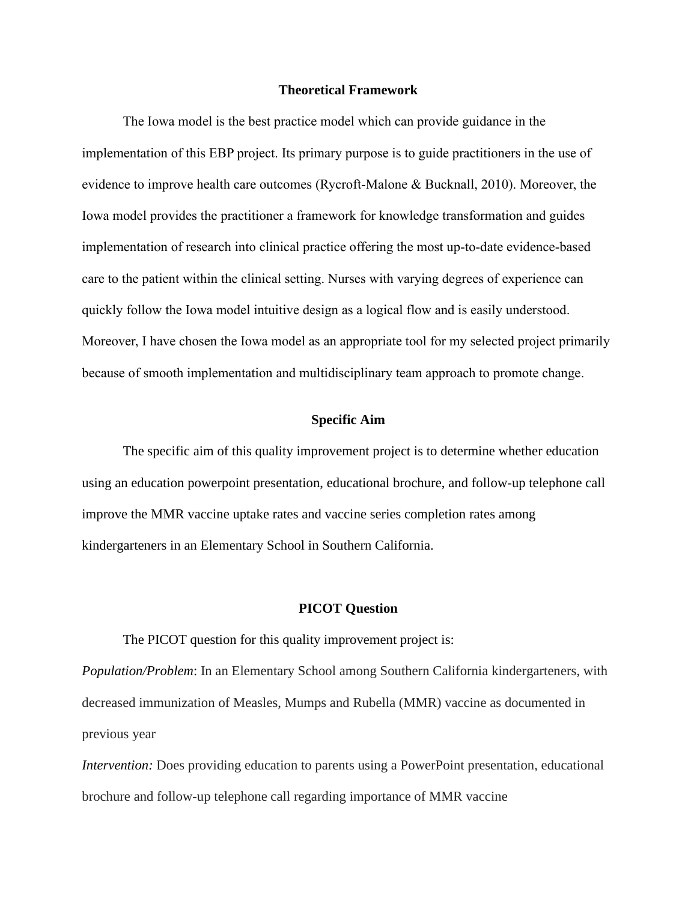## Theoretical Framework

The Iowa model is the best practice model which can provide guidance in the implementation of this EBP project. Its primary purpose is to guide practitioners in the use of evidence to improve health care outcomes (Rycroft-Malone & Bucknall, 2010). Moreover, the Iowa model provides the practitioner a framework for knowledge transformation and guides implementation of research into clinical practice offering the most up-to-date evidence-based care to the patient within the clinical setting. Nurses with varying degrees of experience can quickly follow the Iowa model intuitive design as a logical flow and is easily understood. Moreover, I have chosen the Iowa model as an appropriate tool for my selected project primarily because of smooth implementation and multidisciplinary team approach to promote change.

## Specific Aim

The specific aim of this quality improvement project is to determine whether education using an education powerpoint presentation, educational brochure, and follow-up telephone call improve the MMR vaccine uptake rates and vaccine series completion rates among kindergarteners in an Elementary School in Southern California.

## PICOT Question

The PICOT question for this quality improvement project is:

*Population/Problem*: In an Elementary School among Southern California kindergarteners, with decreased immunization of Measles, Mumps and Rubella (MMR) vaccine as documented in previous year

*Intervention:* Does providing education to parents using a PowerPoint presentation, educational brochure and follow-up telephone call regarding importance of MMR vaccine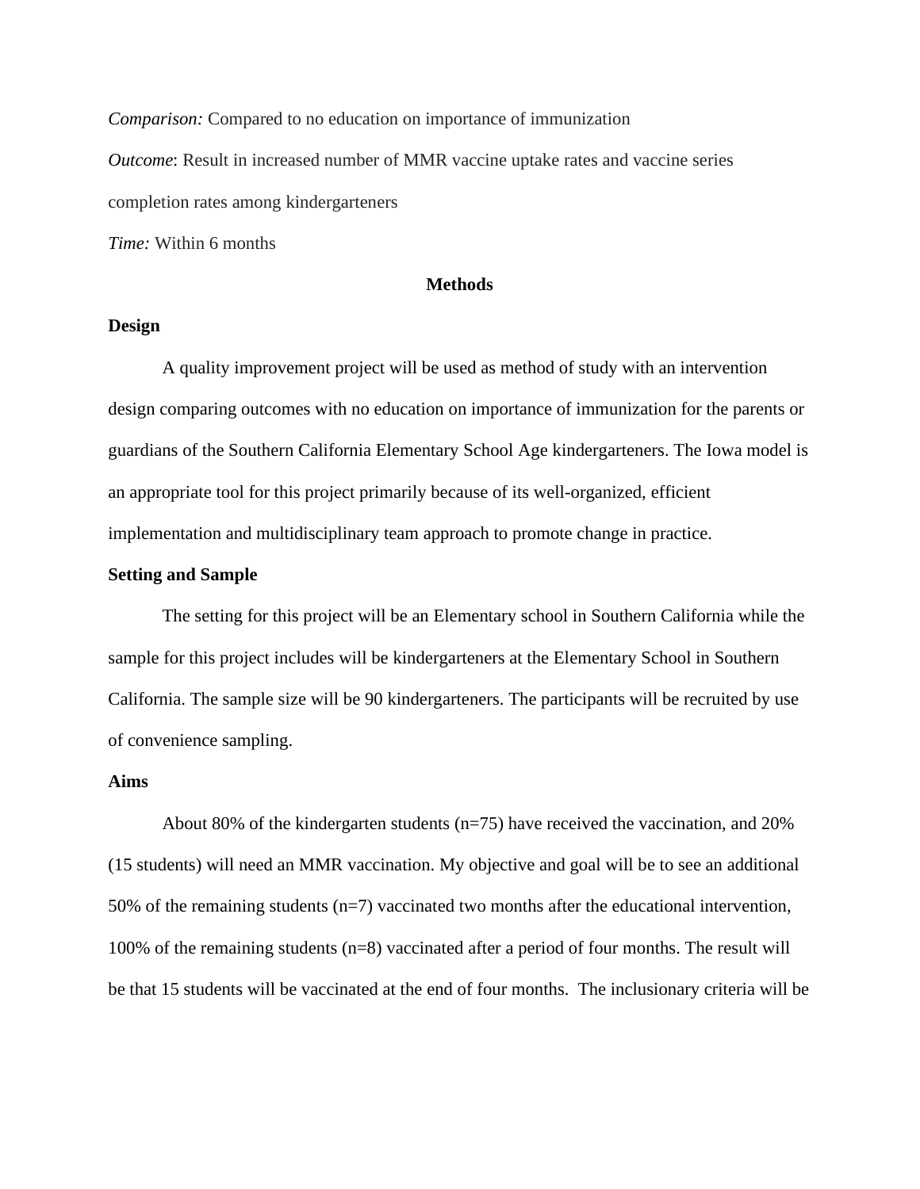*Comparison:* Compared to no education on importance of immunization

*Outcome*: Result in increased number of MMR vaccine uptake rates and vaccine series completion rates among kindergarteners

*Time:* Within 6 months

## Methods

### Design

A quality improvement project will be used as method of study with an intervention design comparing outcomes with no education on importance of immunization for the parents or guardians of the Southern California Elementary School Age kindergarteners. The Iowa model is an appropriate tool for this project primarily because of its well-organized, efficient implementation and multidisciplinary team approach to promote change in practice.

### Setting and Sample

The setting for this project will be an Elementary school in Southern California while the sample for this project includes will be kindergarteners at the Elementary School in Southern California. The sample size will be 90 kindergarteners. The participants will be recruited by use of convenience sampling.

### Aims

About 80% of the kindergarten students (n=75) have received the vaccination, and 20% (15 students) will need an MMR vaccination. My objective and goal will be to see an additional 50% of the remaining students (n=7) vaccinated two months after the educational intervention, 100% of the remaining students (n=8) vaccinated after a period of four months. The result will be that 15 students will be vaccinated at the end of four months. The inclusionary criteria will be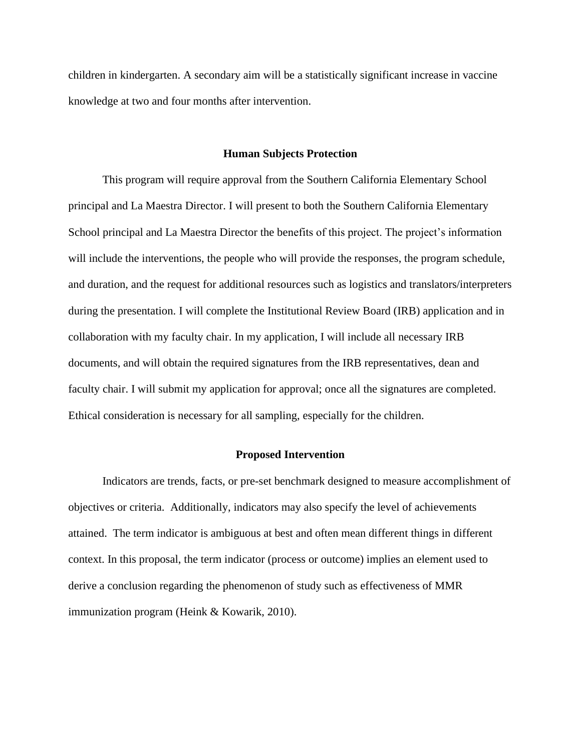children in kindergarten. A secondary aim will be a statistically significant increase in vaccine knowledge at two and four months after intervention.

## Human Subjects Protection

This program will require approval from the Southern California Elementary School principal and La Maestra Director. I will present to both the Southern California Elementary School principal and La Maestra Director the benefits of this project. The project's information will include the interventions, the people who will provide the responses, the program schedule, and duration, and the request for additional resources such as logistics and translators/interpreters during the presentation. I will complete the Institutional Review Board (IRB) application and in collaboration with my faculty chair. In my application, I will include all necessary IRB documents, and will obtain the required signatures from the IRB representatives, dean and faculty chair. I will submit my application for approval; once all the signatures are completed. Ethical consideration is necessary for all sampling, especially for the children.

## Proposed Intervention

Indicators are trends, facts, or pre-set benchmark designed to measure accomplishment of objectives or criteria. Additionally, indicators may also specify the level of achievements attained. The term indicator is ambiguous at best and often mean different things in different context. In this proposal, the term indicator (process or outcome) implies an element used to derive a conclusion regarding the phenomenon of study such as effectiveness of MMR immunization program (Heink & Kowarik, 2010).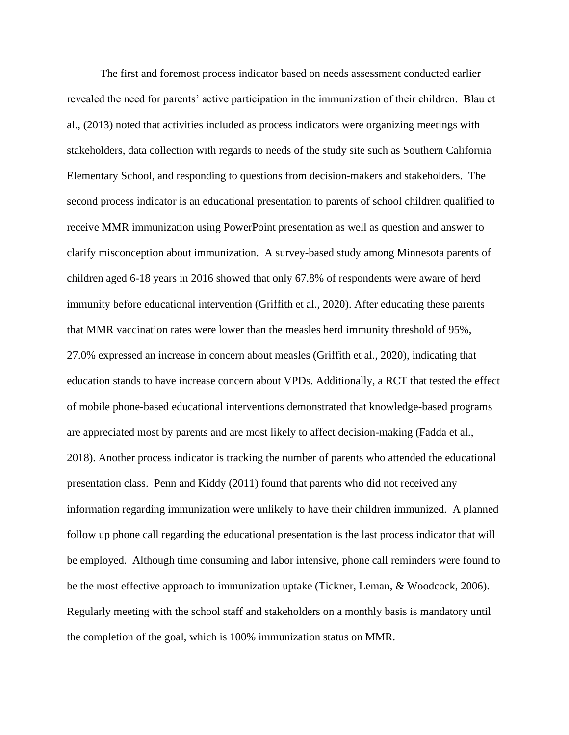The first and foremost process indicator based on needs assessment conducted earlier revealed the need for parents' active participation in the immunization of their children. Blau et al., (2013) noted that activities included as process indicators were organizing meetings with stakeholders, data collection with regards to needs of the study site such as Southern California Elementary School, and responding to questions from decision-makers and stakeholders. The second process indicator is an educational presentation to parents of school children qualified to receive MMR immunization using PowerPoint presentation as well as question and answer to clarify misconception about immunization. A survey-based study among Minnesota parents of children aged 6-18 years in 2016 showed that only 67.8% of respondents were aware of herd immunity before educational intervention (Griffith et al., 2020). After educating these parents that MMR vaccination rates were lower than the measles herd immunity threshold of 95%, 27.0% expressed an increase in concern about measles (Griffith et al., 2020), indicating that education stands to have increase concern about VPDs. Additionally, a RCT that tested the effect of mobile phone-based educational interventions demonstrated that knowledge-based programs are appreciated most by parents and are most likely to affect decision-making (Fadda et al., 2018). Another process indicator is tracking the number of parents who attended the educational presentation class. Penn and Kiddy (2011) found that parents who did not received any information regarding immunization were unlikely to have their children immunized. A planned follow up phone call regarding the educational presentation is the last process indicator that will be employed. Although time consuming and labor intensive, phone call reminders were found to be the most effective approach to immunization uptake (Tickner, Leman, & Woodcock, 2006). Regularly meeting with the school staff and stakeholders on a monthly basis is mandatory until the completion of the goal, which is 100% immunization status on MMR.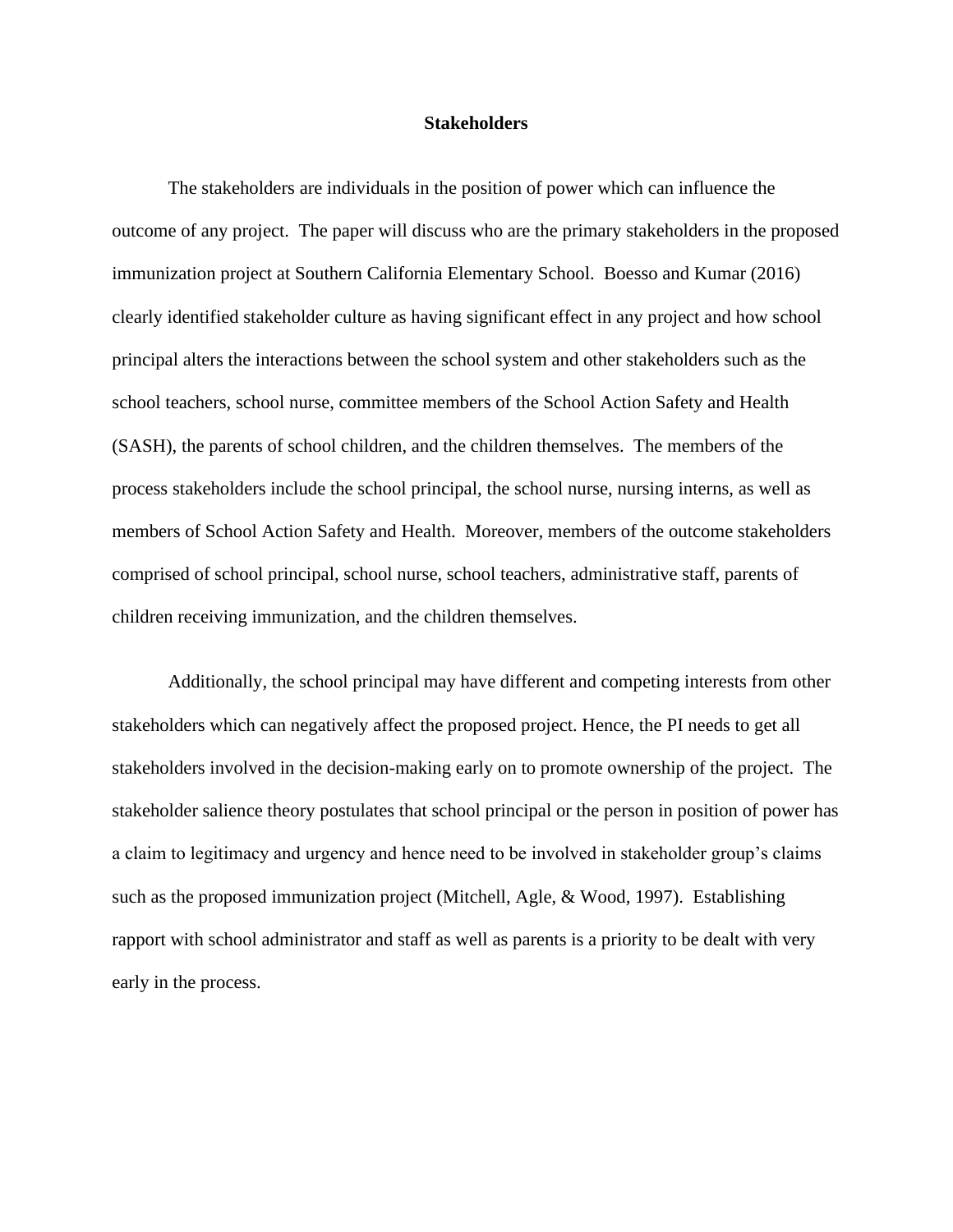# Stakeholders

The stakeholders are individuals in the position of power which can influence the outcome of any project.  The paper will discuss who are the primary stakeholders in the proposed immunization project at Southern California Elementary School.  Boesso and Kumar (2016) clearly identified stakeholder culture as having significant effect in any project and how school principal alters the interactions between the school system and other stakeholders such as the school teachers, school nurse, committee members of the School Action Safety and Health (SASH), the parents of school children, and the children themselves.  The members of the process stakeholders include the school principal, the school nurse, nursing interns, as well as members of School Action Safety and Health.  Moreover, members of the outcome stakeholders comprised of school principal, school nurse, school teachers, administrative staff, parents of children receiving immunization, and the children themselves.

Additionally, the school principal may have different and competing interests from other stakeholders which can negatively affect the proposed project. Hence, the PI needs to get all stakeholders involved in the decision-making early on to promote ownership of the project.  The stakeholder salience theory postulates that school principal or the person in position of power has a claim to legitimacy and urgency and hence need to be involved in stakeholder group's claims such as the proposed immunization project (Mitchell, Agle, & Wood, 1997).  Establishing rapport with school administrator and staff as well as parents is a priority to be dealt with very early in the process.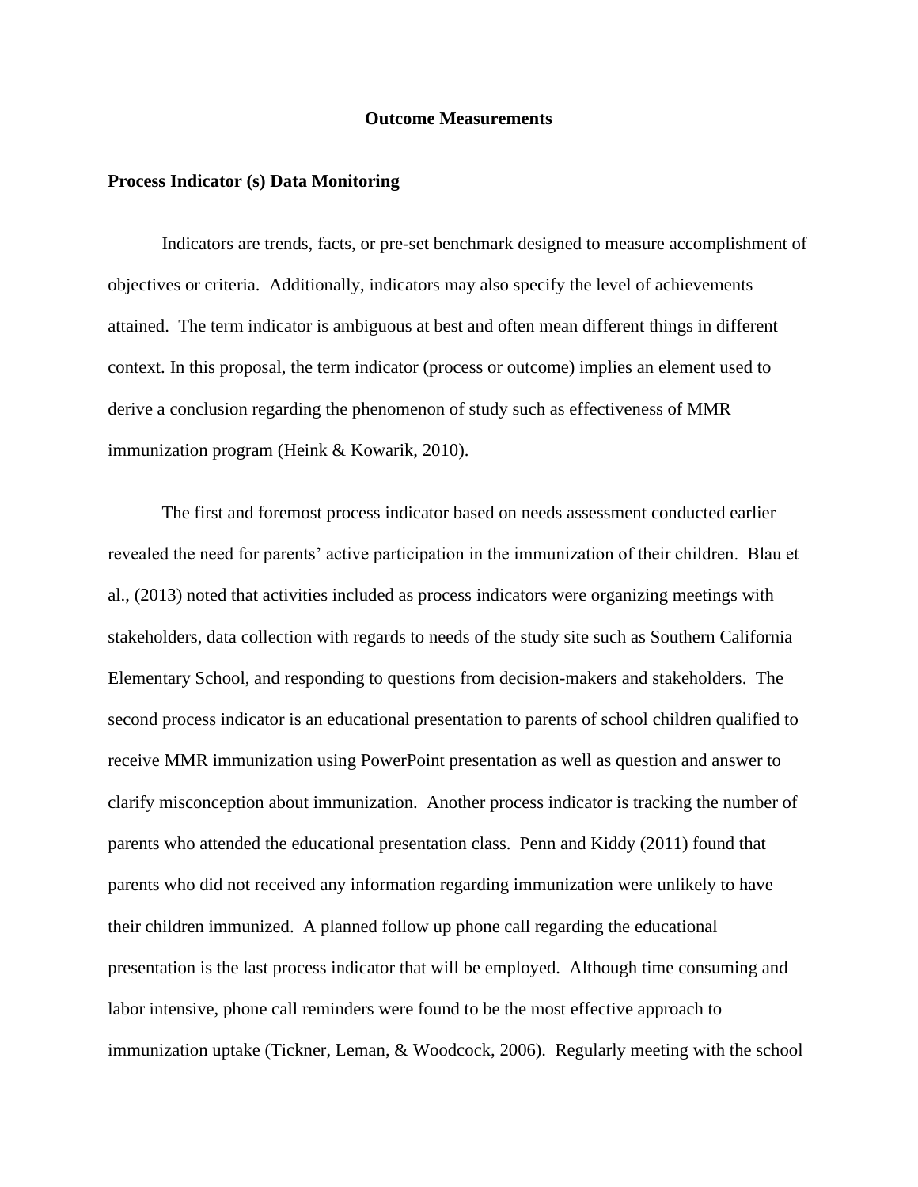## Outcome Measurements

### Process Indicator (s) Data Monitoring

Indicators are trends, facts, or pre-set benchmark designed to measure accomplishment of objectives or criteria. Additionally, indicators may also specify the level of achievements attained. The term indicator is ambiguous at best and often mean different things in different context. In this proposal, the term indicator (process or outcome) implies an element used to derive a conclusion regarding the phenomenon of study such as effectiveness of MMR immunization program (Heink & Kowarik, 2010).

The first and foremost process indicator based on needs assessment conducted earlier revealed the need for parents' active participation in the immunization of their children. Blau et al., (2013) noted that activities included as process indicators were organizing meetings with stakeholders, data collection with regards to needs of the study site such as Southern California Elementary School, and responding to questions from decision-makers and stakeholders. The second process indicator is an educational presentation to parents of school children qualified to receive MMR immunization using PowerPoint presentation as well as question and answer to clarify misconception about immunization. Another process indicator is tracking the number of parents who attended the educational presentation class. Penn and Kiddy (2011) found that parents who did not received any information regarding immunization were unlikely to have their children immunized. A planned follow up phone call regarding the educational presentation is the last process indicator that will be employed. Although time consuming and labor intensive, phone call reminders were found to be the most effective approach to immunization uptake (Tickner, Leman, & Woodcock, 2006). Regularly meeting with the school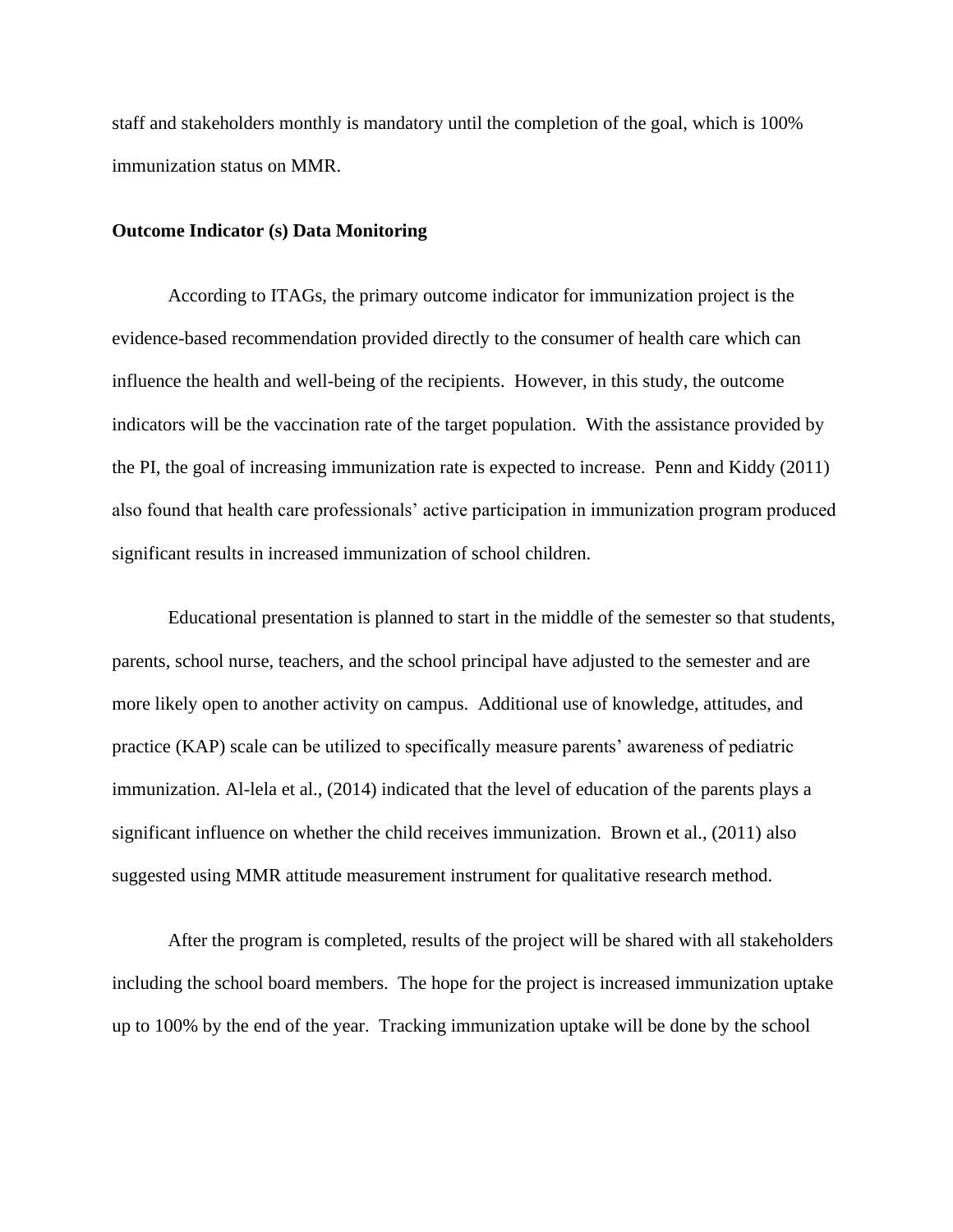staff and stakeholders monthly is mandatory until the completion of the goal, which is 100% immunization status on MMR.

**Outcome Indicator (s) Data Monitoring**

According to ITAGs, the primary outcome indicator for immunization project is the evidence-based recommendation provided directly to the consumer of health care which can influence the health and well-being of the recipients. However, in this study, the outcome indicators will be the vaccination rate of the target population. With the assistance provided by the PI, the goal of increasing immunization rate is expected to increase. Penn and Kiddy (2011) also found that health care professionals' active participation in immunization program produced significant results in increased immunization of school children.

Educational presentation is planned to start in the middle of the semester so that students, parents, school nurse, teachers, and the school principal have adjusted to the semester and are more likely open to another activity on campus. Additional use of knowledge, attitudes, and practice (KAP) scale can be utilized to specifically measure parents' awareness of pediatric immunization. Al-lela et al., (2014) indicated that the level of education of the parents plays a significant influence on whether the child receives immunization. Brown et al., (2011) also suggested using MMR attitude measurement instrument for qualitative research method.

After the program is completed, results of the project will be shared with all stakeholders including the school board members. The hope for the project is increased immunization uptake up to 100% by the end of the year. Tracking immunization uptake will be done by the school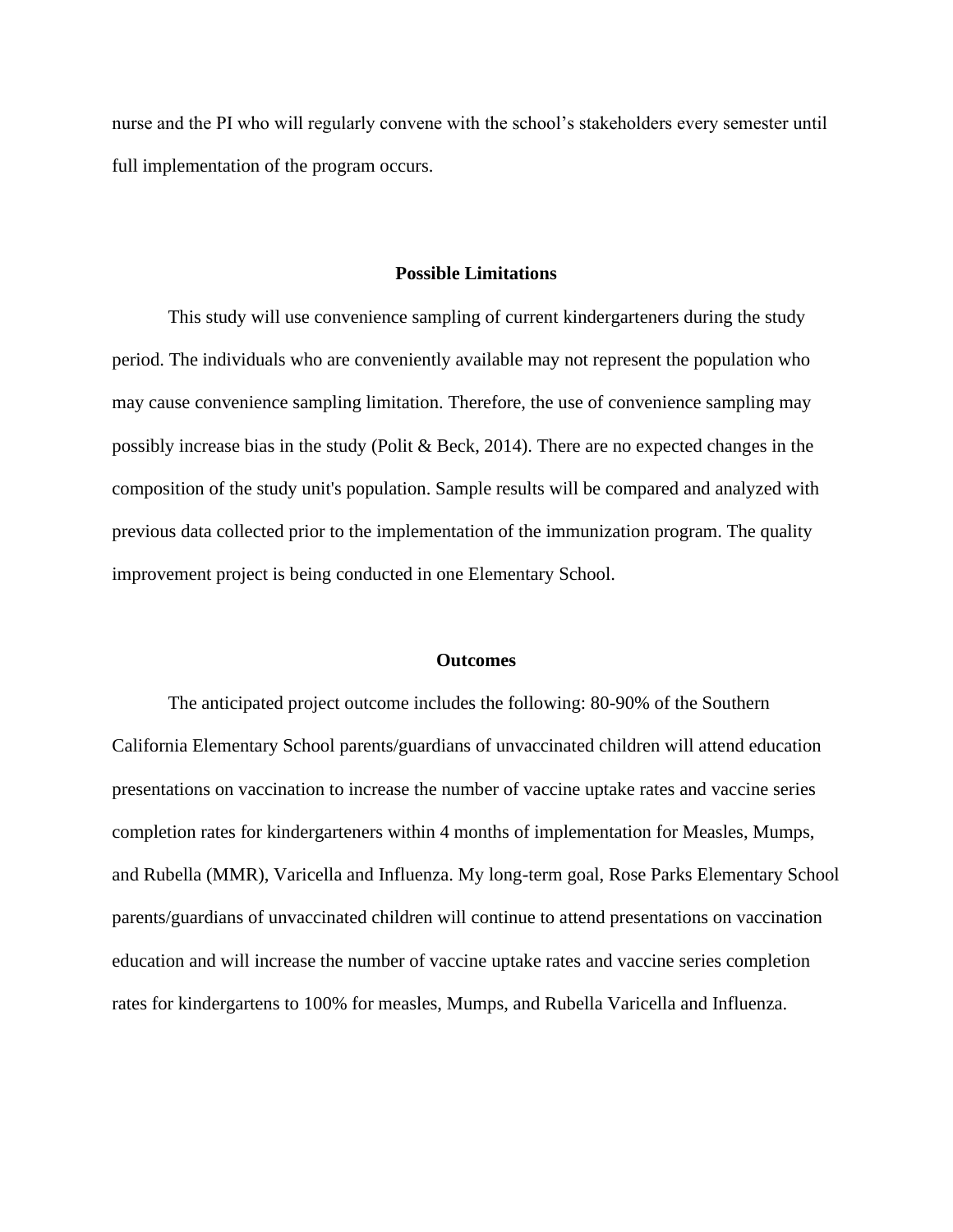nurse and the PI who will regularly convene with the school's stakeholders every semester until full implementation of the program occurs.

## Possible Limitations

This study will use convenience sampling of current kindergarteners during the study period. The individuals who are conveniently available may not represent the population who may cause convenience sampling limitation. Therefore, the use of convenience sampling may possibly increase bias in the study (Polit & Beck, 2014). There are no expected changes in the composition of the study unit's population. Sample results will be compared and analyzed with previous data collected prior to the implementation of the immunization program. The quality improvement project is being conducted in one Elementary School.

## Outcomes

The anticipated project outcome includes the following: 80-90% of the Southern California Elementary School parents/guardians of unvaccinated children will attend education presentations on vaccination to increase the number of vaccine uptake rates and vaccine series completion rates for kindergarteners within 4 months of implementation for Measles, Mumps, and Rubella (MMR), Varicella and Influenza. My long-term goal, Rose Parks Elementary School parents/guardians of unvaccinated children will continue to attend presentations on vaccination education and will increase the number of vaccine uptake rates and vaccine series completion rates for kindergartens to 100% for measles, Mumps, and Rubella Varicella and Influenza.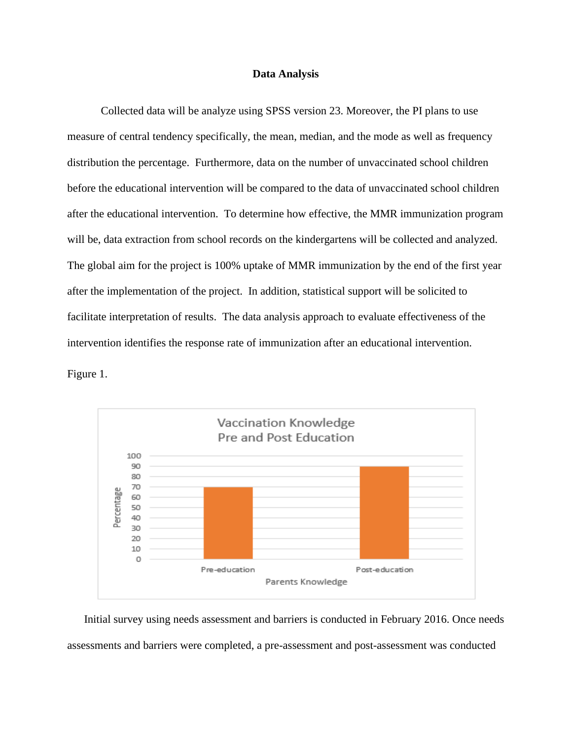**Data Analysis**

Collected data will be analyze using SPSS version 23. Moreover, the PI plans to use measure of central tendency specifically, the mean, median, and the mode as well as frequency distribution the percentage. Furthermore, data on the number of unvaccinated school children before the educational intervention will be compared to the data of unvaccinated school children after the educational intervention. To determine how effective, the MMR immunization program will be, data extraction from school records on the kindergartens will be collected and analyzed. The global aim for the project is 100% uptake of MMR immunization by the end of the first year after the implementation of the project. In addition, statistical support will be solicited to facilitate interpretation of results. The data analysis approach to evaluate effectiveness of the intervention identifies the response rate of immunization after an educational intervention.

Figure 1.

Vaccination Knowledge
Pre and Post Education

| Parents Knowledge | Percentage |
|---|---|
| Pre-education | 70 |
| Post-education | 90 |

Initial survey using needs assessment and barriers is conducted in February 2016. Once needs assessments and barriers were completed, a pre-assessment and post-assessment was conducted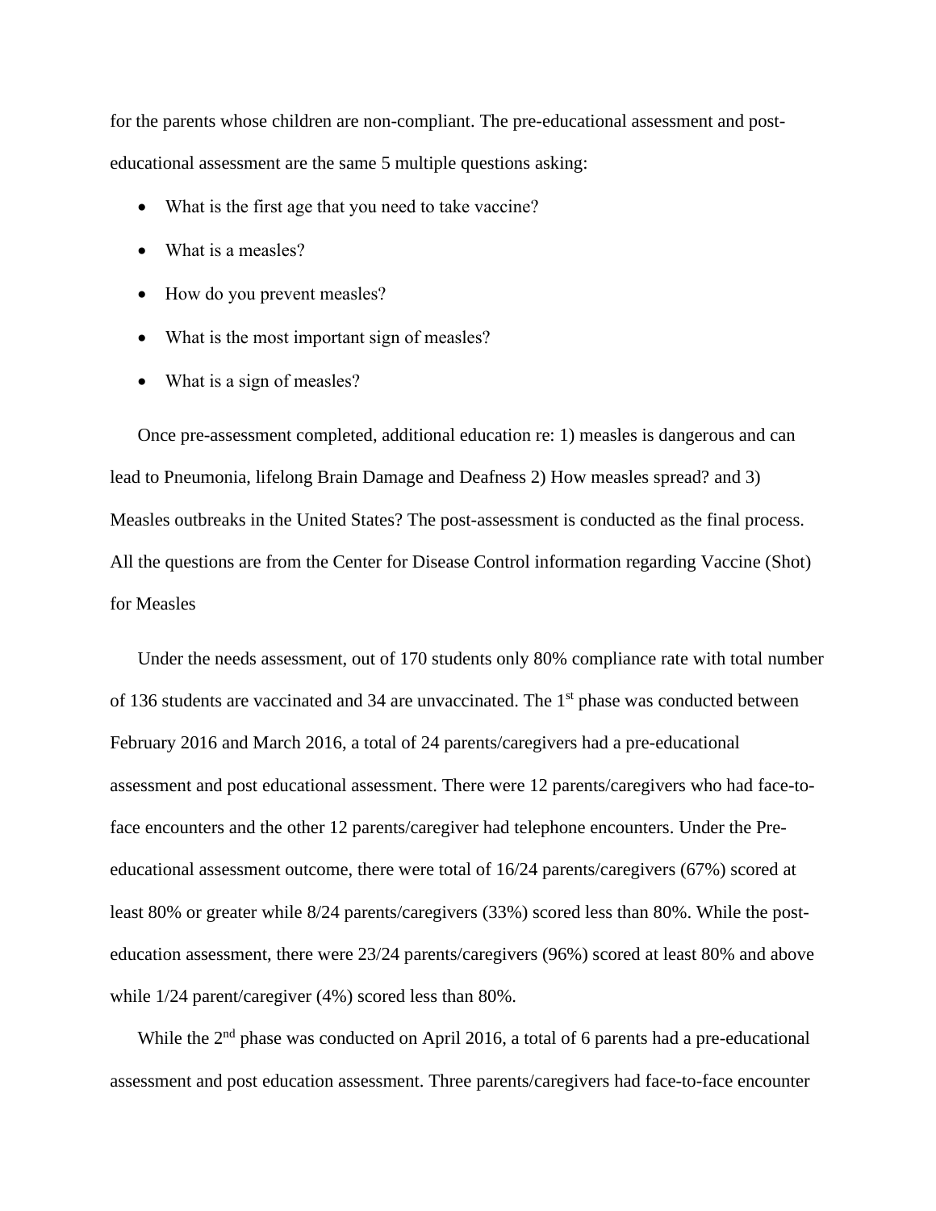for the parents whose children are non-compliant. The pre-educational assessment and post-educational assessment are the same 5 multiple questions asking:

- What is the first age that you need to take vaccine?
- What is a measles?
- How do you prevent measles?
- What is the most important sign of measles?
- What is a sign of measles?

Once pre-assessment completed, additional education re: 1) measles is dangerous and can lead to Pneumonia, lifelong Brain Damage and Deafness 2) How measles spread? and 3) Measles outbreaks in the United States? The post-assessment is conducted as the final process. All the questions are from the Center for Disease Control information regarding Vaccine (Shot) for Measles

Under the needs assessment, out of 170 students only 80% compliance rate with total number of 136 students are vaccinated and 34 are unvaccinated. The 1st phase was conducted between February 2016 and March 2016, a total of 24 parents/caregivers had a pre-educational assessment and post educational assessment. There were 12 parents/caregivers who had face-to-face encounters and the other 12 parents/caregiver had telephone encounters. Under the Pre-educational assessment outcome, there were total of 16/24 parents/caregivers (67%) scored at least 80% or greater while 8/24 parents/caregivers (33%) scored less than 80%. While the post-education assessment, there were 23/24 parents/caregivers (96%) scored at least 80% and above while 1/24 parent/caregiver (4%) scored less than 80%.

While the 2nd phase was conducted on April 2016, a total of 6 parents had a pre-educational assessment and post education assessment. Three parents/caregivers had face-to-face encounter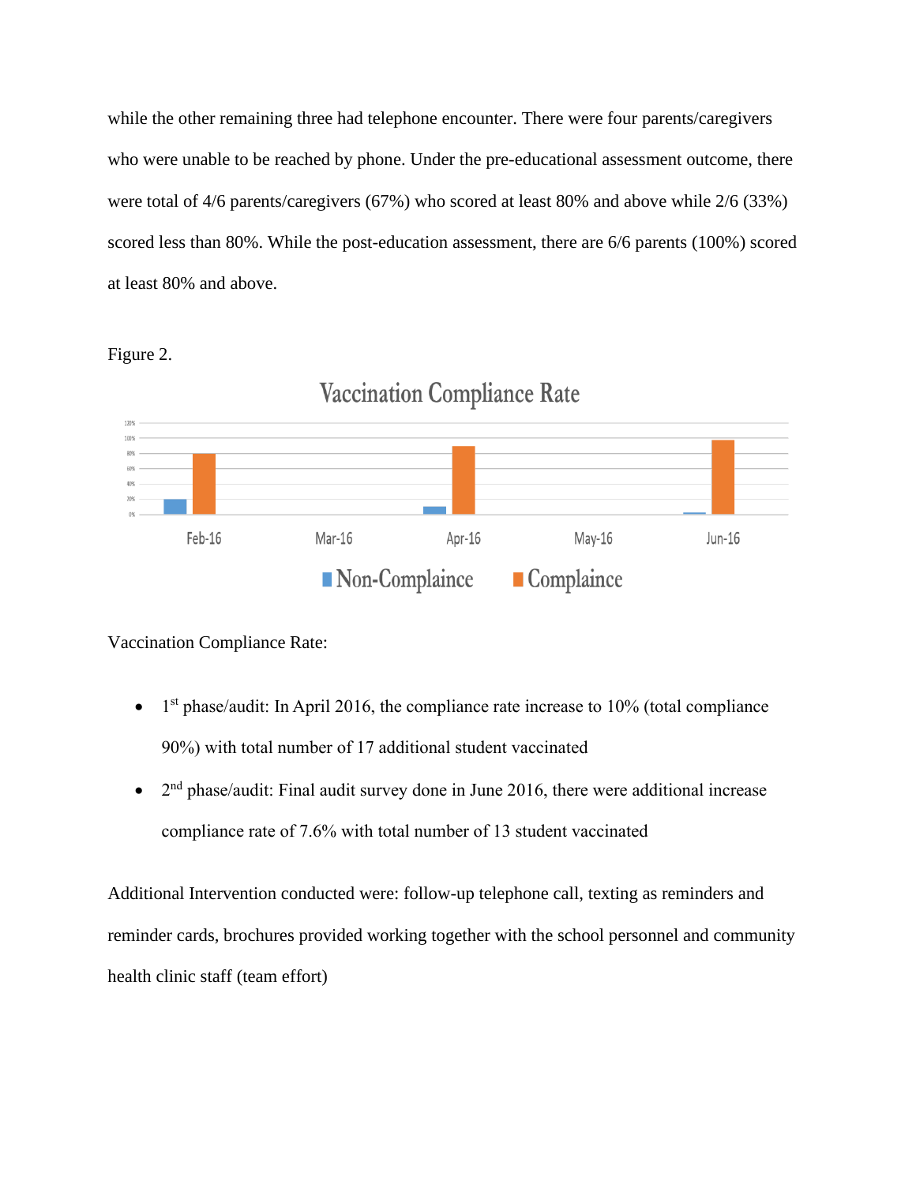while the other remaining three had telephone encounter. There were four parents/caregivers who were unable to be reached by phone. Under the pre-educational assessment outcome, there were total of 4/6 parents/caregivers (67%) who scored at least 80% and above while 2/6 (33%) scored less than 80%. While the post-education assessment, there are 6/6 parents (100%) scored at least 80% and above.

Figure 2.

Vaccination Compliance Rate:

- 1st phase/audit: In April 2016, the compliance rate increase to 10% (total compliance 90%) with total number of 17 additional student vaccinated
- 2nd phase/audit: Final audit survey done in June 2016, there were additional increase compliance rate of 7.6% with total number of 13 student vaccinated

Additional Intervention conducted were: follow-up telephone call, texting as reminders and reminder cards, brochures provided working together with the school personnel and community health clinic staff (team effort)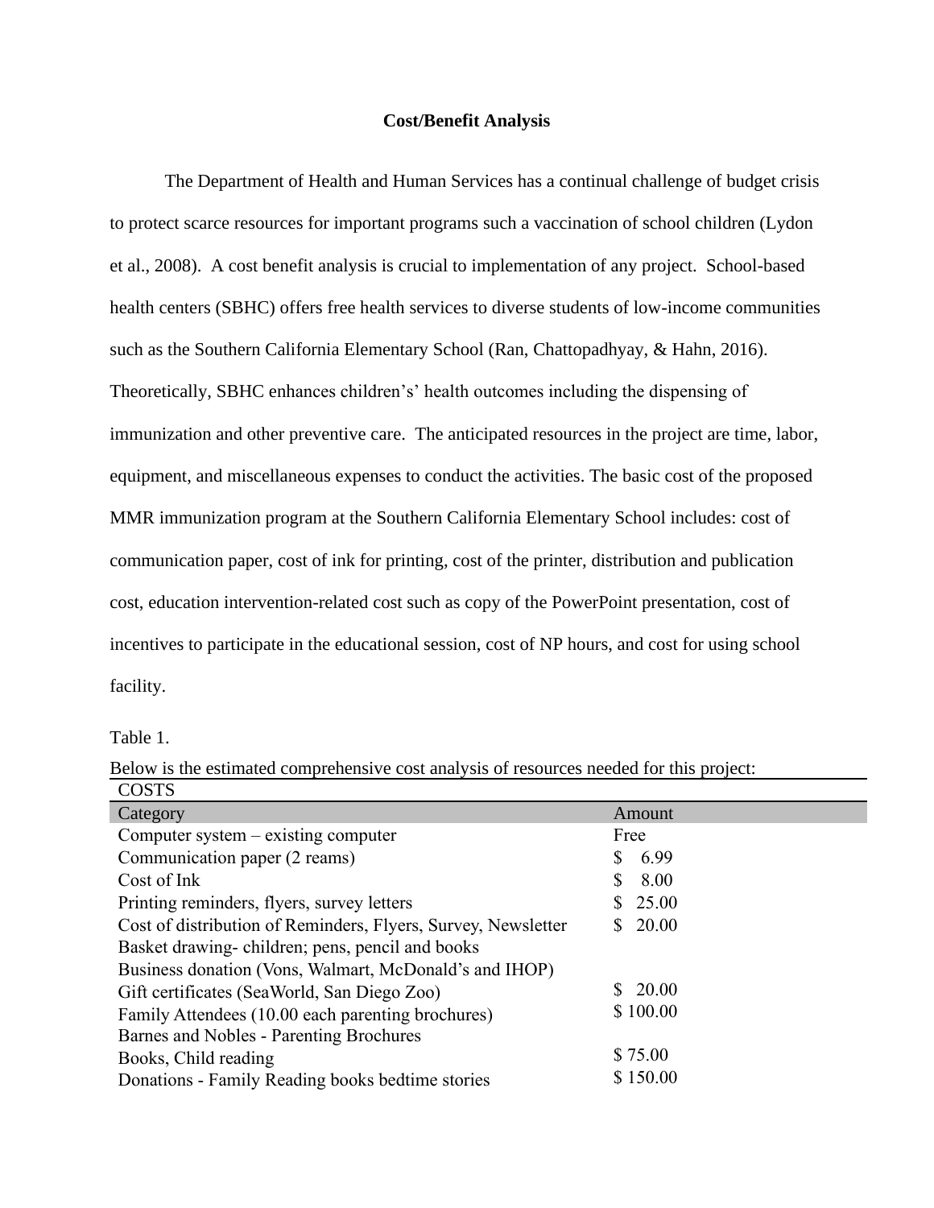**Cost/Benefit Analysis**

The Department of Health and Human Services has a continual challenge of budget crisis to protect scarce resources for important programs such a vaccination of school children (Lydon et al., 2008). A cost benefit analysis is crucial to implementation of any project. School-based health centers (SBHC) offers free health services to diverse students of low-income communities such as the Southern California Elementary School (Ran, Chattopadhyay, & Hahn, 2016). Theoretically, SBHC enhances children's' health outcomes including the dispensing of immunization and other preventive care. The anticipated resources in the project are time, labor, equipment, and miscellaneous expenses to conduct the activities. The basic cost of the proposed MMR immunization program at the Southern California Elementary School includes: cost of communication paper, cost of ink for printing, cost of the printer, distribution and publication cost, education intervention-related cost such as copy of the PowerPoint presentation, cost of incentives to participate in the educational session, cost of NP hours, and cost for using school facility.

Table 1.

Below is the estimated comprehensive cost analysis of resources needed for this project:

| COSTS | |
|---|---|
| Category | Amount |
| Computer system – existing computer | Free |
| Communication paper (2 reams) | $ 6.99 |
| Cost of Ink | $ 8.00 |
| Printing reminders, flyers, survey letters | $ 25.00 |
| Cost of distribution of Reminders, Flyers, Survey, Newsletter | $ 20.00 |
| Basket drawing- children; pens, pencil and books | |
| Business donation (Vons, Walmart, McDonald's and IHOP) | |
| Gift certificates (SeaWorld, San Diego Zoo) | $ 20.00 |
| Family Attendees (10.00 each parenting brochures) | $ 100.00 |
| Barnes and Nobles - Parenting Brochures | |
| Books, Child reading | $ 75.00 |
| Donations - Family Reading books bedtime stories | $ 150.00 |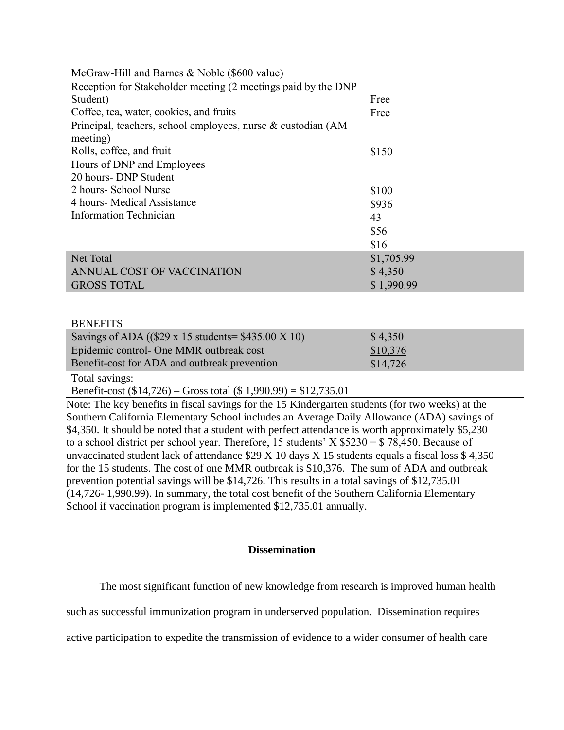| | |
|---|---|
| McGraw-Hill and Barnes & Noble ($600 value) | |
| Reception for Stakeholder meeting (2 meetings paid by the DNP Student) | Free |
| Coffee, tea, water, cookies, and fruits | Free |
| Principal, teachers, school employees, nurse & custodian (AM meeting) | |
| Rolls, coffee, and fruit | $150 |
| Hours of DNP and Employees | |
| 20 hours- DNP Student | |
| 2 hours- School Nurse | $100 |
| 4 hours- Medical Assistance | $936 |
| Information Technician | 43 |
| | $56 |
| | $16 |
| Net Total | $1,705.99 |
| ANNUAL COST OF VACCINATION | $ 4,350 |
| GROSS TOTAL | $ 1,990.99 |

| BENEFITS | |
|---|---|
| Savings of ADA (($29 x 15 students= $435.00 X 10) | $ 4,350 |
| Epidemic control- One MMR outbreak cost | $10,376 |
| Benefit-cost for ADA and outbreak prevention | $14,726 |

Total savings:
Benefit-cost ($14,726) – Gross total ($ 1,990.99) = $12,735.01

Note: The key benefits in fiscal savings for the 15 Kindergarten students (for two weeks) at the Southern California Elementary School includes an Average Daily Allowance (ADA) savings of $4,350. It should be noted that a student with perfect attendance is worth approximately $5,230 to a school district per school year. Therefore, 15 students' X $5230 = $ 78,450. Because of unvaccinated student lack of attendance $29 X 10 days X 15 students equals a fiscal loss $ 4,350 for the 15 students. The cost of one MMR outbreak is $10,376. The sum of ADA and outbreak prevention potential savings will be $14,726. This results in a total savings of $12,735.01 (14,726- 1,990.99). In summary, the total cost benefit of the Southern California Elementary School if vaccination program is implemented $12,735.01 annually.

## Dissemination

The most significant function of new knowledge from research is improved human health such as successful immunization program in underserved population. Dissemination requires active participation to expedite the transmission of evidence to a wider consumer of health care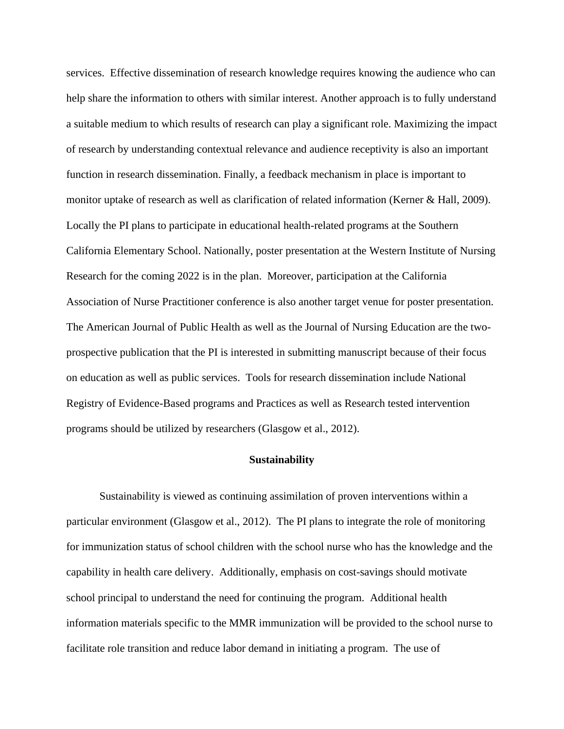services. Effective dissemination of research knowledge requires knowing the audience who can help share the information to others with similar interest. Another approach is to fully understand a suitable medium to which results of research can play a significant role. Maximizing the impact of research by understanding contextual relevance and audience receptivity is also an important function in research dissemination. Finally, a feedback mechanism in place is important to monitor uptake of research as well as clarification of related information (Kerner & Hall, 2009). Locally the PI plans to participate in educational health-related programs at the Southern California Elementary School. Nationally, poster presentation at the Western Institute of Nursing Research for the coming 2022 is in the plan. Moreover, participation at the California Association of Nurse Practitioner conference is also another target venue for poster presentation. The American Journal of Public Health as well as the Journal of Nursing Education are the two-prospective publication that the PI is interested in submitting manuscript because of their focus on education as well as public services. Tools for research dissemination include National Registry of Evidence-Based programs and Practices as well as Research tested intervention programs should be utilized by researchers (Glasgow et al., 2012).

## Sustainability

Sustainability is viewed as continuing assimilation of proven interventions within a particular environment (Glasgow et al., 2012). The PI plans to integrate the role of monitoring for immunization status of school children with the school nurse who has the knowledge and the capability in health care delivery. Additionally, emphasis on cost-savings should motivate school principal to understand the need for continuing the program. Additional health information materials specific to the MMR immunization will be provided to the school nurse to facilitate role transition and reduce labor demand in initiating a program. The use of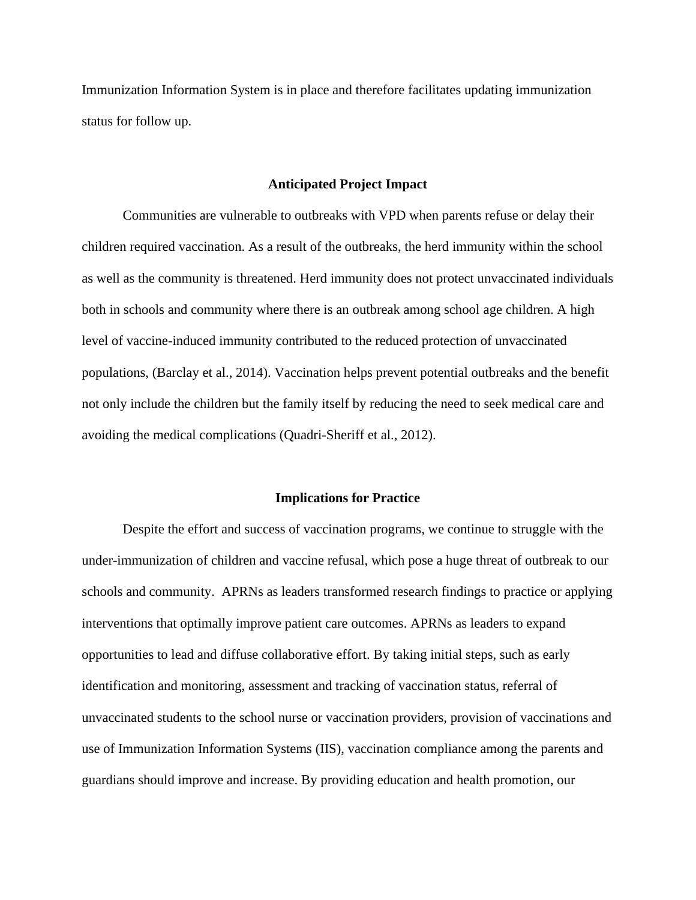Immunization Information System is in place and therefore facilitates updating immunization status for follow up.

## Anticipated Project Impact

Communities are vulnerable to outbreaks with VPD when parents refuse or delay their children required vaccination. As a result of the outbreaks, the herd immunity within the school as well as the community is threatened. Herd immunity does not protect unvaccinated individuals both in schools and community where there is an outbreak among school age children. A high level of vaccine-induced immunity contributed to the reduced protection of unvaccinated populations, (Barclay et al., 2014). Vaccination helps prevent potential outbreaks and the benefit not only include the children but the family itself by reducing the need to seek medical care and avoiding the medical complications (Quadri-Sheriff et al., 2012).

## Implications for Practice

Despite the effort and success of vaccination programs, we continue to struggle with the under-immunization of children and vaccine refusal, which pose a huge threat of outbreak to our schools and community. APRNs as leaders transformed research findings to practice or applying interventions that optimally improve patient care outcomes. APRNs as leaders to expand opportunities to lead and diffuse collaborative effort. By taking initial steps, such as early identification and monitoring, assessment and tracking of vaccination status, referral of unvaccinated students to the school nurse or vaccination providers, provision of vaccinations and use of Immunization Information Systems (IIS), vaccination compliance among the parents and guardians should improve and increase. By providing education and health promotion, our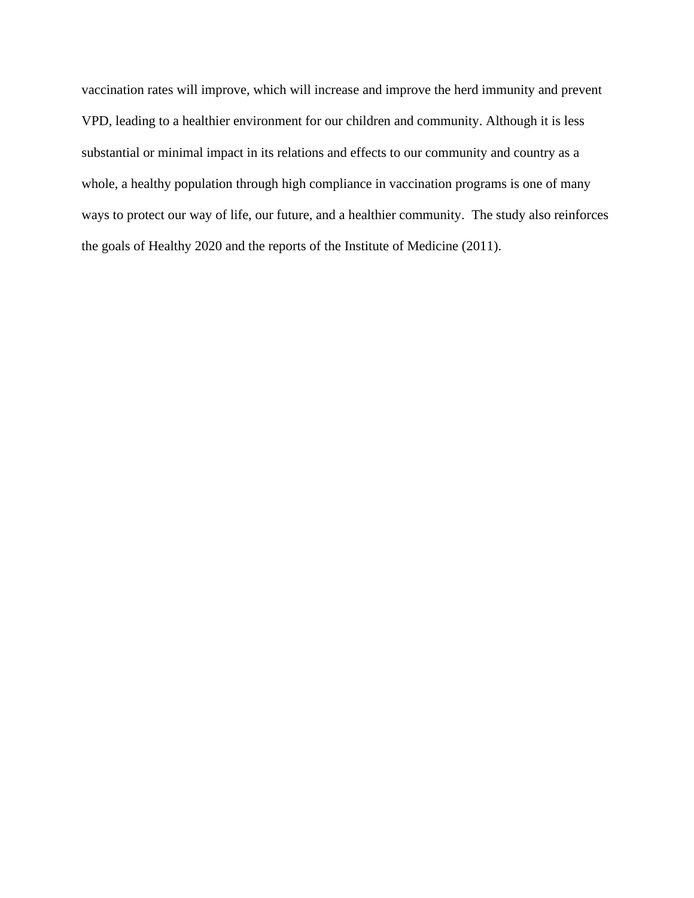vaccination rates will improve, which will increase and improve the herd immunity and prevent VPD, leading to a healthier environment for our children and community. Although it is less substantial or minimal impact in its relations and effects to our community and country as a whole, a healthy population through high compliance in vaccination programs is one of many ways to protect our way of life, our future, and a healthier community. The study also reinforces the goals of Healthy 2020 and the reports of the Institute of Medicine (2011).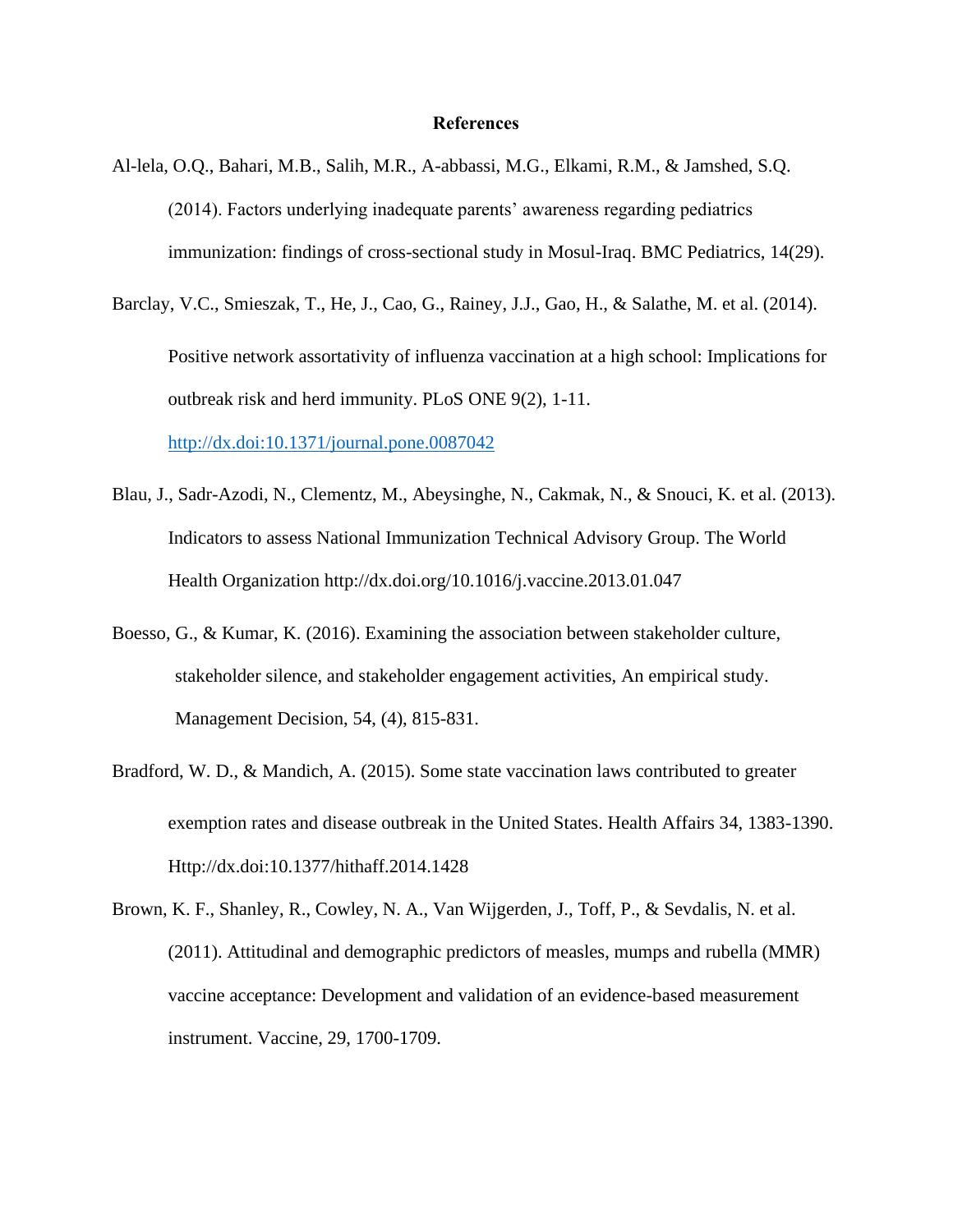# References

Al-lela, O.Q., Bahari, M.B., Salih, M.R., A-abbassi, M.G., Elkami, R.M., & Jamshed, S.Q. (2014). Factors underlying inadequate parents' awareness regarding pediatrics immunization: findings of cross-sectional study in Mosul-Iraq. BMC Pediatrics, 14(29).

Barclay, V.C., Smieszak, T., He, J., Cao, G., Rainey, J.J., Gao, H., & Salathe, M. et al. (2014). Positive network assortativity of influenza vaccination at a high school: Implications for outbreak risk and herd immunity. PLoS ONE 9(2), 1-11. http://dx.doi:10.1371/journal.pone.0087042

Blau, J., Sadr-Azodi, N., Clementz, M., Abeysinghe, N., Cakmak, N., & Snouci, K. et al. (2013). Indicators to assess National Immunization Technical Advisory Group. The World Health Organization http://dx.doi.org/10.1016/j.vaccine.2013.01.047

Boesso, G., & Kumar, K. (2016). Examining the association between stakeholder culture, stakeholder silence, and stakeholder engagement activities, An empirical study. Management Decision, 54, (4), 815-831.

Bradford, W. D., & Mandich, A. (2015). Some state vaccination laws contributed to greater exemption rates and disease outbreak in the United States. Health Affairs 34, 1383-1390. Http://dx.doi:10.1377/hithaff.2014.1428

Brown, K. F., Shanley, R., Cowley, N. A., Van Wijgerden, J., Toff, P., & Sevdalis, N. et al. (2011). Attitudinal and demographic predictors of measles, mumps and rubella (MMR) vaccine acceptance: Development and validation of an evidence-based measurement instrument. Vaccine, 29, 1700-1709.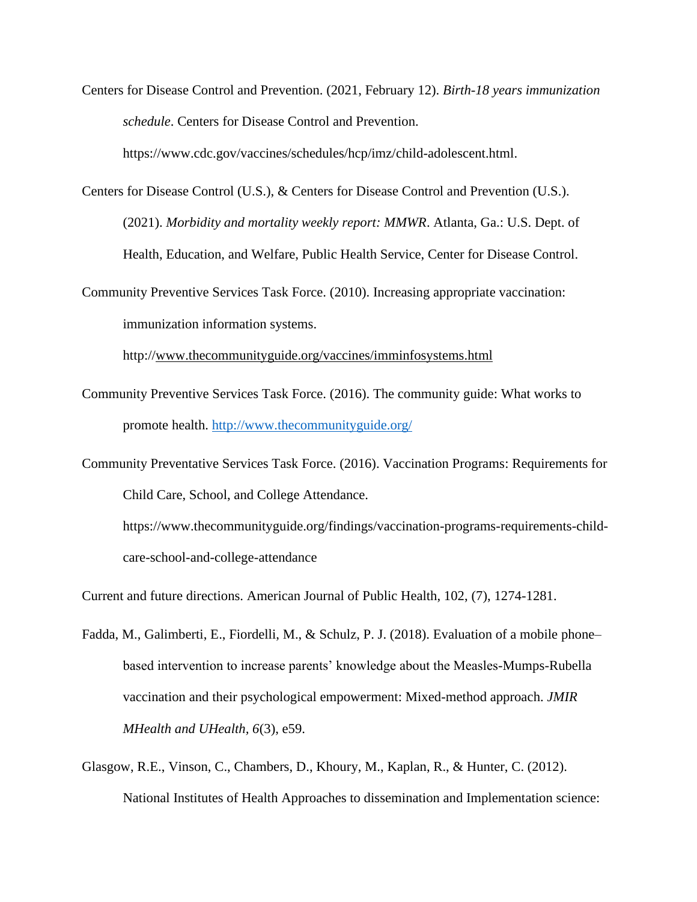Centers for Disease Control and Prevention. (2021, February 12). *Birth-18 years immunization schedule*. Centers for Disease Control and Prevention. https://www.cdc.gov/vaccines/schedules/hcp/imz/child-adolescent.html.

Centers for Disease Control (U.S.), & Centers for Disease Control and Prevention (U.S.). (2021). *Morbidity and mortality weekly report: MMWR*. Atlanta, Ga.: U.S. Dept. of Health, Education, and Welfare, Public Health Service, Center for Disease Control.

Community Preventive Services Task Force. (2010). Increasing appropriate vaccination: immunization information systems. http://www.thecommunityguide.org/vaccines/imminfosystems.html

Community Preventive Services Task Force. (2016). The community guide: What works to promote health. http://www.thecommunityguide.org/

Community Preventative Services Task Force. (2016). Vaccination Programs: Requirements for Child Care, School, and College Attendance. https://www.thecommunityguide.org/findings/vaccination-programs-requirements-child-care-school-and-college-attendance

Current and future directions. American Journal of Public Health, 102, (7), 1274-1281.

Fadda, M., Galimberti, E., Fiordelli, M., & Schulz, P. J. (2018). Evaluation of a mobile phone–based intervention to increase parents' knowledge about the Measles-Mumps-Rubella vaccination and their psychological empowerment: Mixed-method approach. *JMIR MHealth and UHealth*, *6*(3), e59.

Glasgow, R.E., Vinson, C., Chambers, D., Khoury, M., Kaplan, R., & Hunter, C. (2012). National Institutes of Health Approaches to dissemination and Implementation science: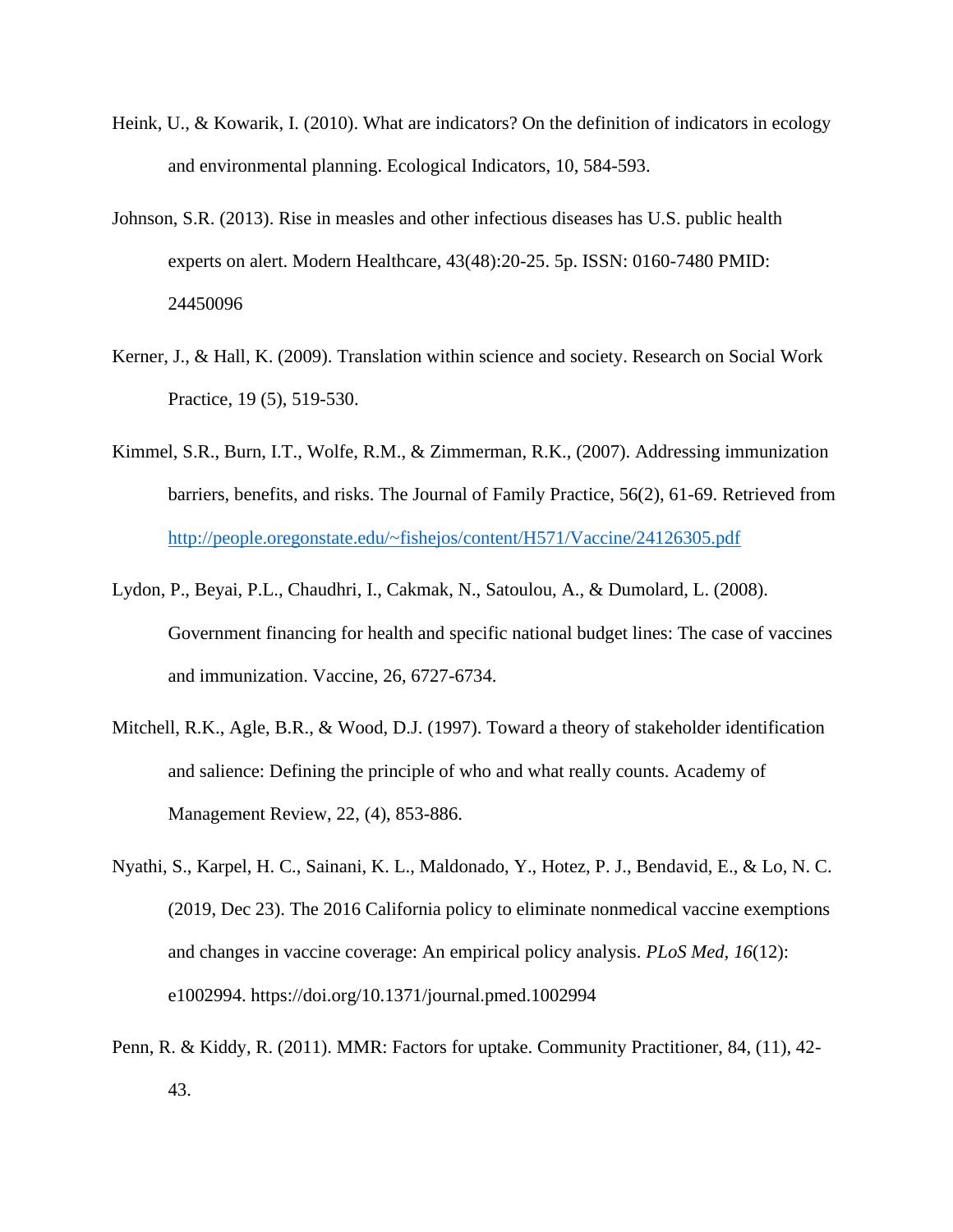Heink, U., & Kowarik, I. (2010). What are indicators? On the definition of indicators in ecology and environmental planning. Ecological Indicators, 10, 584-593.

Johnson, S.R. (2013). Rise in measles and other infectious diseases has U.S. public health experts on alert. Modern Healthcare, 43(48):20-25. 5p. ISSN: 0160-7480 PMID: 24450096

Kerner, J., & Hall, K. (2009). Translation within science and society. Research on Social Work Practice, 19 (5), 519-530.

Kimmel, S.R., Burn, I.T., Wolfe, R.M., & Zimmerman, R.K., (2007). Addressing immunization barriers, benefits, and risks. The Journal of Family Practice, 56(2), 61-69. Retrieved from [http://people.oregonstate.edu/~fishejos/content/H571/Vaccine/24126305.pdf](http://people.oregonstate.edu/~fishejos/content/H571/Vaccine/24126305.pdf)

Lydon, P., Beyai, P.L., Chaudhri, I., Cakmak, N., Satoulou, A., & Dumolard, L. (2008). Government financing for health and specific national budget lines: The case of vaccines and immunization. Vaccine, 26, 6727-6734.

Mitchell, R.K., Agle, B.R., & Wood, D.J. (1997). Toward a theory of stakeholder identification and salience: Defining the principle of who and what really counts. Academy of Management Review, 22, (4), 853-886.

Nyathi, S., Karpel, H. C., Sainani, K. L., Maldonado, Y., Hotez, P. J., Bendavid, E., & Lo, N. C. (2019, Dec 23). The 2016 California policy to eliminate nonmedical vaccine exemptions and changes in vaccine coverage: An empirical policy analysis. *PLoS Med, 16*(12): e1002994. https://doi.org/10.1371/journal.pmed.1002994

Penn, R. & Kiddy, R. (2011). MMR: Factors for uptake. Community Practitioner, 84, (11), 42-43.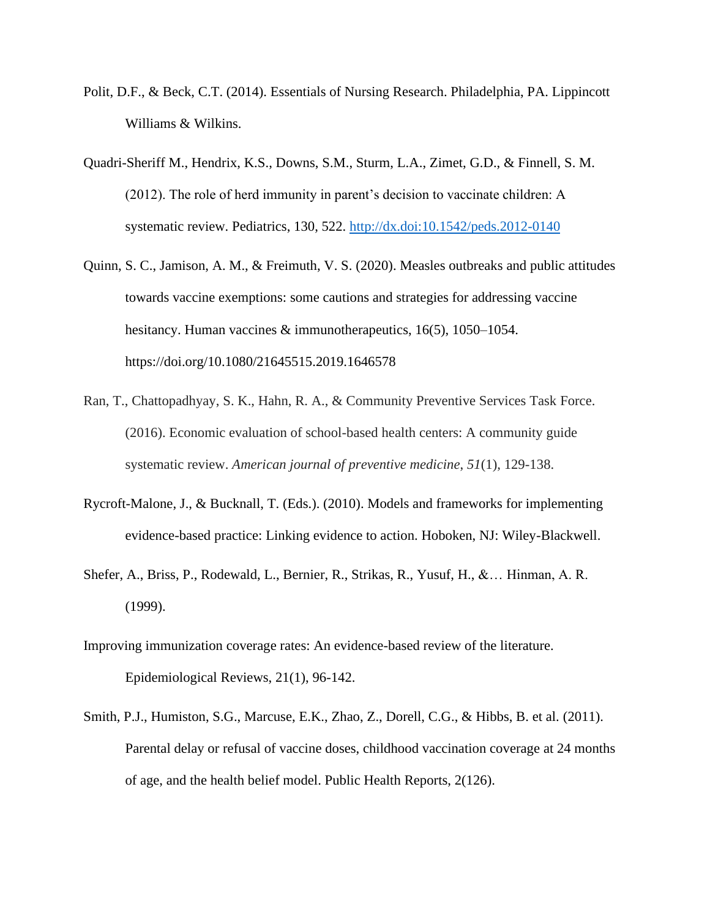Polit, D.F., & Beck, C.T. (2014). Essentials of Nursing Research. Philadelphia, PA. Lippincott Williams & Wilkins.

Quadri-Sheriff M., Hendrix, K.S., Downs, S.M., Sturm, L.A., Zimet, G.D., & Finnell, S. M. (2012). The role of herd immunity in parent's decision to vaccinate children: A systematic review. Pediatrics, 130, 522. http://dx.doi:10.1542/peds.2012-0140

Quinn, S. C., Jamison, A. M., & Freimuth, V. S. (2020). Measles outbreaks and public attitudes towards vaccine exemptions: some cautions and strategies for addressing vaccine hesitancy. Human vaccines & immunotherapeutics, 16(5), 1050–1054. https://doi.org/10.1080/21645515.2019.1646578

Ran, T., Chattopadhyay, S. K., Hahn, R. A., & Community Preventive Services Task Force. (2016). Economic evaluation of school-based health centers: A community guide systematic review. *American journal of preventive medicine*, *51*(1), 129-138.

Rycroft-Malone, J., & Bucknall, T. (Eds.). (2010). Models and frameworks for implementing evidence-based practice: Linking evidence to action. Hoboken, NJ: Wiley-Blackwell.

Shefer, A., Briss, P., Rodewald, L., Bernier, R., Strikas, R., Yusuf, H., &… Hinman, A. R. (1999).

Improving immunization coverage rates: An evidence-based review of the literature. Epidemiological Reviews, 21(1), 96-142.

Smith, P.J., Humiston, S.G., Marcuse, E.K., Zhao, Z., Dorell, C.G., & Hibbs, B. et al. (2011). Parental delay or refusal of vaccine doses, childhood vaccination coverage at 24 months of age, and the health belief model. Public Health Reports, 2(126).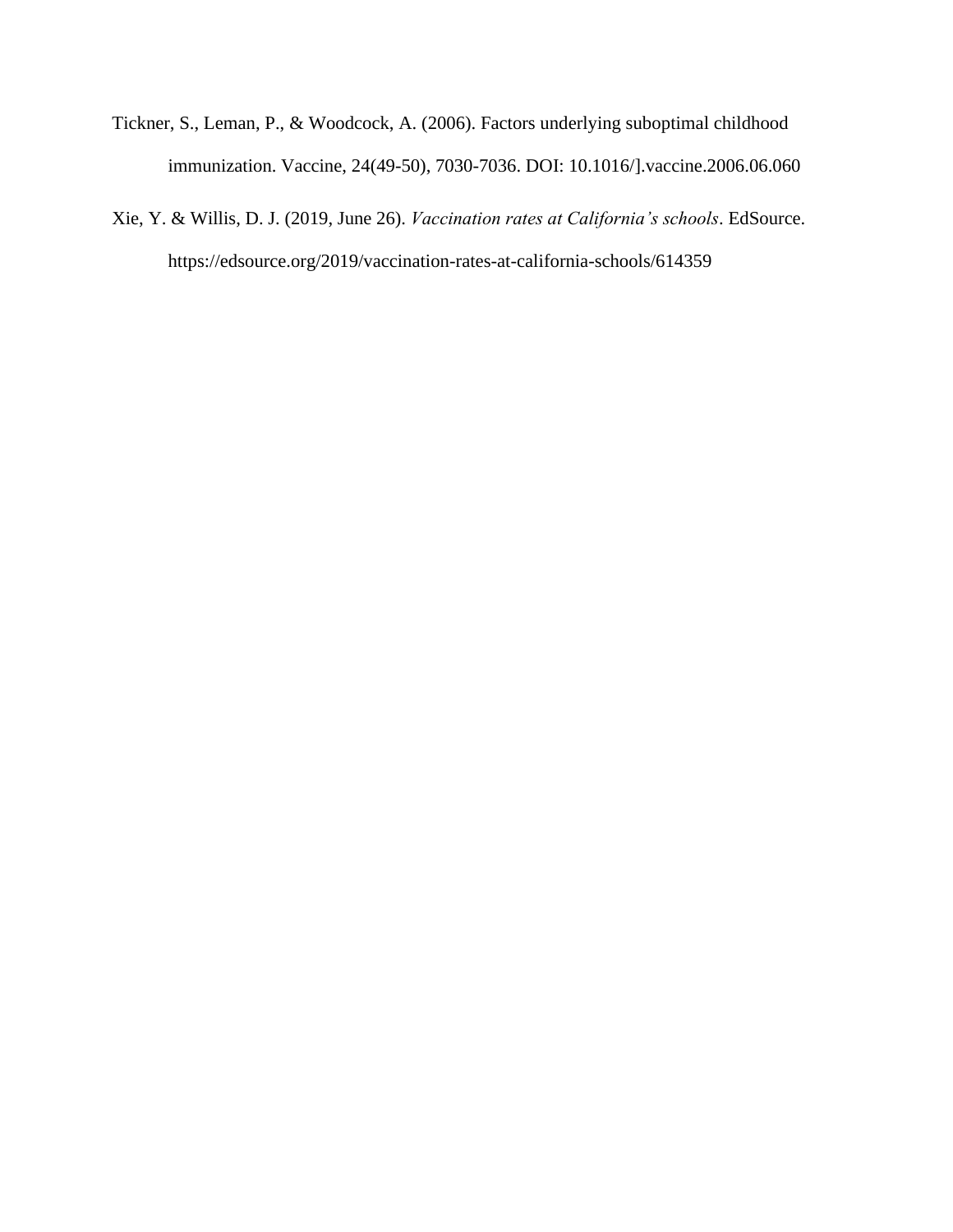Tickner, S., Leman, P., & Woodcock, A. (2006). Factors underlying suboptimal childhood immunization. Vaccine, 24(49-50), 7030-7036. DOI: 10.1016/].vaccine.2006.06.060

Xie, Y. & Willis, D. J. (2019, June 26). *Vaccination rates at California's schools*. EdSource. https://edsource.org/2019/vaccination-rates-at-california-schools/614359